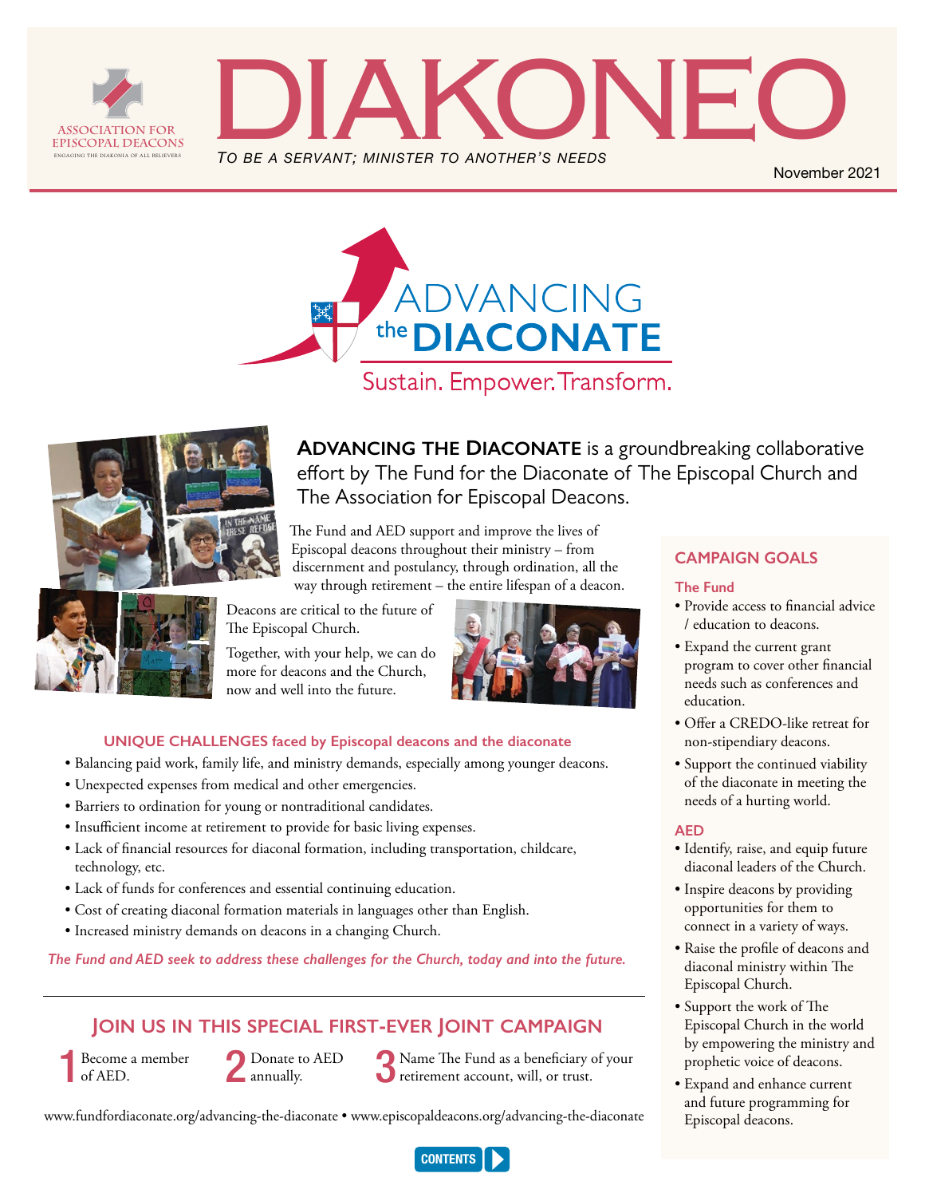ASSOCIATION FOR EPISCOPAL DEACONS
ENGAGING THE DIAKONIA OF ALL BELIEVERS

# DIAKONEO

*TO BE A SERVANT; MINISTER TO ANOTHER'S NEEDS*

November 2021

## ADVANCING the DIACONATE

Sustain. Empower. Transform.

**ADVANCING THE DIACONATE** is a groundbreaking collaborative effort by The Fund for the Diaconate of The Episcopal Church and The Association for Episcopal Deacons.

The Fund and AED support and improve the lives of Episcopal deacons throughout their ministry – from discernment and postulancy, through ordination, all the way through retirement – the entire lifespan of a deacon.

Deacons are critical to the future of The Episcopal Church.

Together, with your help, we can do more for deacons and the Church, now and well into the future.

### UNIQUE CHALLENGES faced by Episcopal deacons and the diaconate

- Balancing paid work, family life, and ministry demands, especially among younger deacons.
- Unexpected expenses from medical and other emergencies.
- Barriers to ordination for young or nontraditional candidates.
- Insufficient income at retirement to provide for basic living expenses.
- Lack of financial resources for diaconal formation, including transportation, childcare, technology, etc.
- Lack of funds for conferences and essential continuing education.
- Cost of creating diaconal formation materials in languages other than English.
- Increased ministry demands on deacons in a changing Church.

*The Fund and AED seek to address these challenges for the Church, today and into the future.*

### JOIN US IN THIS SPECIAL FIRST-EVER JOINT CAMPAIGN

1. Become a member of AED.
2. Donate to AED annually.
3. Name The Fund as a beneficiary of your retirement account, will, or trust.

www.fundfordiaconate.org/advancing-the-diaconate • www.episcopaldeacons.org/advancing-the-diaconate

### CAMPAIGN GOALS

#### The Fund

- Provide access to financial advice / education to deacons.
- Expand the current grant program to cover other financial needs such as conferences and education.
- Offer a CREDO-like retreat for non-stipendiary deacons.
- Support the continued viability of the diaconate in meeting the needs of a hurting world.

#### AED

- Identify, raise, and equip future diaconal leaders of the Church.
- Inspire deacons by providing opportunities for them to connect in a variety of ways.
- Raise the profile of deacons and diaconal ministry within The Episcopal Church.
- Support the work of The Episcopal Church in the world by empowering the ministry and prophetic voice of deacons.
- Expand and enhance current and future programming for Episcopal deacons.

CONTENTS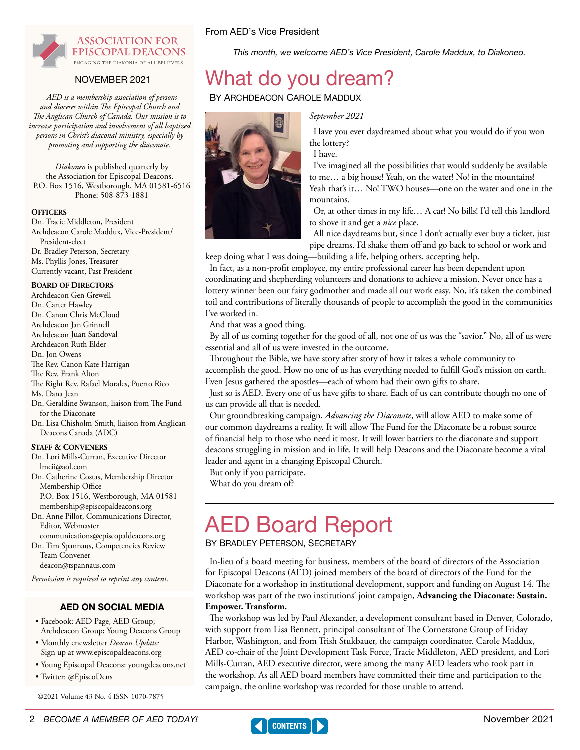# ASSOCIATION FOR EPISCOPAL DEACONS

ENGAGING THE DIAKONIA OF ALL BELIEVERS

NOVEMBER 2021

*AED is a membership association of persons and dioceses within The Episcopal Church and The Anglican Church of Canada. Our mission is to increase participation and involvement of all baptized persons in Christ's diaconal ministry, especially by promoting and supporting the diaconate.*

*Diakoneo* is published quarterly by the Association for Episcopal Deacons.
P.O. Box 1516, Westborough, MA 01581-6516
Phone: 508-873-1881

### Officers

Dn. Tracie Middleton, President
Archdeacon Carole Maddux, Vice-President/ President-elect
Dr. Bradley Peterson, Secretary
Ms. Phyllis Jones, Treasurer
Currently vacant, Past President

### Board of Directors

Archdeacon Gen Grewell
Dn. Carter Hawley
Dn. Canon Chris McCloud
Archdeacon Jan Grinnell
Archdeacon Juan Sandoval
Archdeacon Ruth Elder
Dn. Jon Owens
The Rev. Canon Kate Harrigan
The Rev. Frank Alton
The Right Rev. Rafael Morales, Puerto Rico
Ms. Dana Jean
Dn. Geraldine Swanson, liaison from The Fund for the Diaconate
Dn. Lisa Chisholm-Smith, liaison from Anglican Deacons Canada (ADC)

### Staff & Conveners

Dn. Lori Mills-Curran, Executive Director
lmcii@aol.com
Dn. Catherine Costas, Membership Director
Membership Office
P.O. Box 1516, Westborough, MA 01581
membership@episcopaldeacons.org
Dn. Anne Pillot, Communications Director, Editor, Webmaster
communications@episcopaldeacons.org
Dn. Tim Spannaus, Competencies Review Team Convener
deacon@tspannaus.com

*Permission is required to reprint any content.*

### AED ON SOCIAL MEDIA

- Facebook: AED Page, AED Group; Archdeacon Group; Young Deacons Group
- Monthly enewsletter *Deacon Update:* Sign up at www.episcopaldeacons.org
- Young Episcopal Deacons: youngdeacons.net
- Twitter: @EpiscoDcns

©2021 Volume 43 No. 4 ISSN 1070-7875

From AED's Vice President

*This month, we welcome AED's Vice President, Carole Maddux, to Diakoneo.*

# What do you dream?

BY ARCHDEACON CAROLE MADDUX

*September 2021*

Have you ever daydreamed about what you would do if you won the lottery?

I have.

I've imagined all the possibilities that would suddenly be available to me… a big house! Yeah, on the water! No! in the mountains! Yeah that's it… No! TWO houses—one on the water and one in the mountains.

Or, at other times in my life… A car! No bills! I'd tell this landlord to shove it and get a *nice* place.

All nice daydreams but, since I don't actually ever buy a ticket, just pipe dreams. I'd shake them off and go back to school or work and keep doing what I was doing—building a life, helping others, accepting help.

In fact, as a non-profit employee, my entire professional career has been dependent upon coordinating and shepherding volunteers and donations to achieve a mission. Never once has a lottery winner been our fairy godmother and made all our work easy. No, it's taken the combined toil and contributions of literally thousands of people to accomplish the good in the communities I've worked in.

And that was a good thing.

By all of us coming together for the good of all, not one of us was the "savior." No, all of us were essential and all of us were invested in the outcome.

Throughout the Bible, we have story after story of how it takes a whole community to accomplish the good. How no one of us has everything needed to fulfill God's mission on earth. Even Jesus gathered the apostles—each of whom had their own gifts to share.

Just so is AED. Every one of us have gifts to share. Each of us can contribute though no one of us can provide all that is needed.

Our groundbreaking campaign, *Advancing the Diaconate*, will allow AED to make some of our common daydreams a reality. It will allow The Fund for the Diaconate be a robust source of financial help to those who need it most. It will lower barriers to the diaconate and support deacons struggling in mission and in life. It will help Deacons and the Diaconate become a vital leader and agent in a changing Episcopal Church.

But only if you participate.

What do you dream of?

# AED Board Report

BY BRADLEY PETERSON, SECRETARY

In-lieu of a board meeting for business, members of the board of directors of the Association for Episcopal Deacons (AED) joined members of the board of directors of the Fund for the Diaconate for a workshop in institutional development, support and funding on August 14. The workshop was part of the two institutions' joint campaign, **Advancing the Diaconate: Sustain. Empower. Transform.**

The workshop was led by Paul Alexander, a development consultant based in Denver, Colorado, with support from Lisa Bennett, principal consultant of The Cornerstone Group of Friday Harbor, Washington, and from Trish Stukbauer, the campaign coordinator. Carole Maddux, AED co-chair of the Joint Development Task Force, Tracie Middleton, AED president, and Lori Mills-Curran, AED executive director, were among the many AED leaders who took part in the workshop. As all AED board members have committed their time and participation to the campaign, the online workshop was recorded for those unable to attend.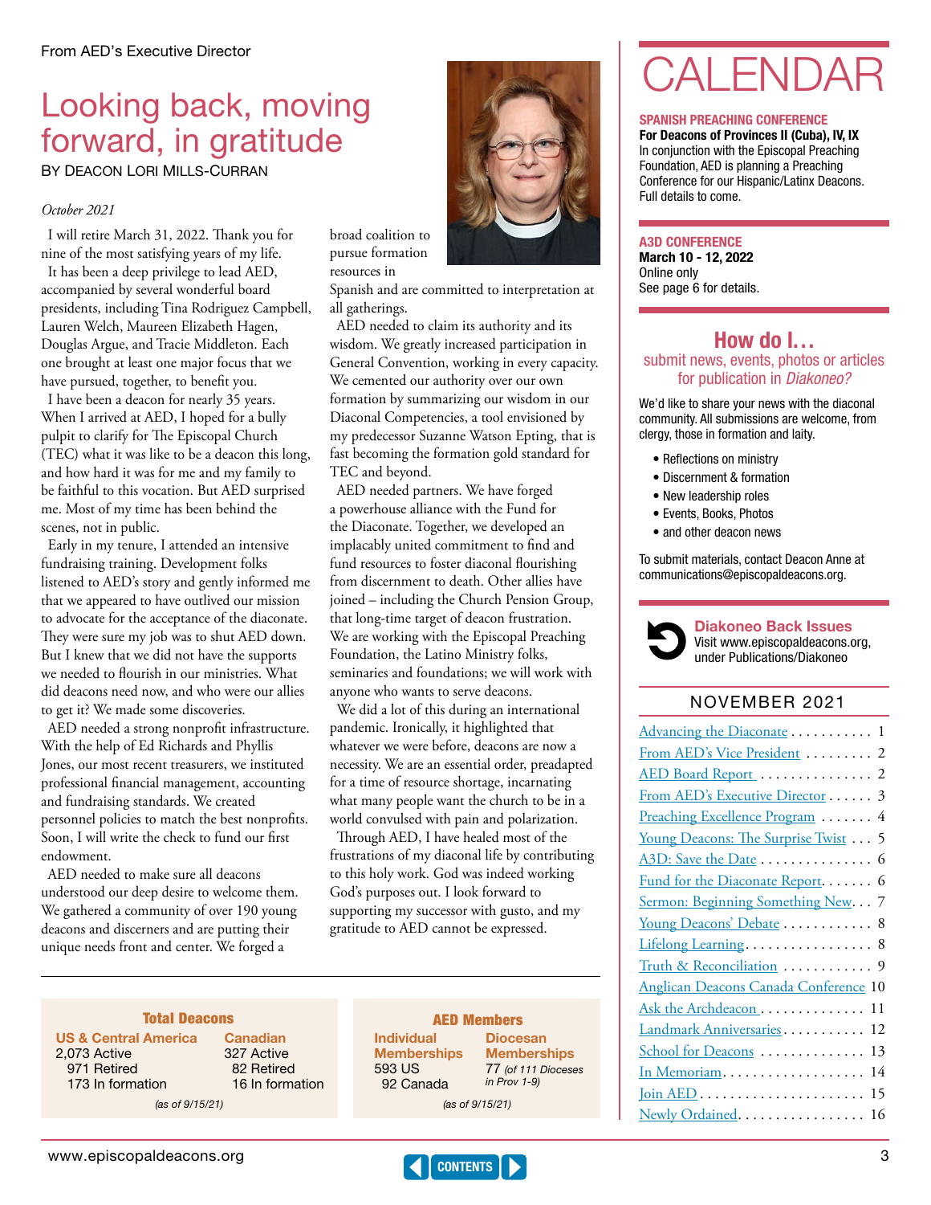From AED's Executive Director

# Looking back, moving forward, in gratitude

BY DEACON LORI MILLS-CURRAN

*October 2021*

I will retire March 31, 2022. Thank you for nine of the most satisfying years of my life.

It has been a deep privilege to lead AED, accompanied by several wonderful board presidents, including Tina Rodriguez Campbell, Lauren Welch, Maureen Elizabeth Hagen, Douglas Argue, and Tracie Middleton. Each one brought at least one major focus that we have pursued, together, to benefit you.

I have been a deacon for nearly 35 years. When I arrived at AED, I hoped for a bully pulpit to clarify for The Episcopal Church (TEC) what it was like to be a deacon this long, and how hard it was for me and my family to be faithful to this vocation. But AED surprised me. Most of my time has been behind the scenes, not in public.

Early in my tenure, I attended an intensive fundraising training. Development folks listened to AED's story and gently informed me that we appeared to have outlived our mission to advocate for the acceptance of the diaconate. They were sure my job was to shut AED down. But I knew that we did not have the supports we needed to flourish in our ministries. What did deacons need now, and who were our allies to get it? We made some discoveries.

AED needed a strong nonprofit infrastructure. With the help of Ed Richards and Phyllis Jones, our most recent treasurers, we instituted professional financial management, accounting and fundraising standards. We created personnel policies to match the best nonprofits. Soon, I will write the check to fund our first endowment.

AED needed to make sure all deacons understood our deep desire to welcome them. We gathered a community of over 190 young deacons and discerners and are putting their unique needs front and center. We forged a broad coalition to pursue formation resources in Spanish and are committed to interpretation at all gatherings.

AED needed to claim its authority and its wisdom. We greatly increased participation in General Convention, working in every capacity. We cemented our authority over our own formation by summarizing our wisdom in our Diaconal Competencies, a tool envisioned by my predecessor Suzanne Watson Epting, that is fast becoming the formation gold standard for TEC and beyond.

AED needed partners. We have forged a powerhouse alliance with the Fund for the Diaconate. Together, we developed an implacably united commitment to find and fund resources to foster diaconal flourishing from discernment to death. Other allies have joined – including the Church Pension Group, that long-time target of deacon frustration. We are working with the Episcopal Preaching Foundation, the Latino Ministry folks, seminaries and foundations; we will work with anyone who wants to serve deacons.

We did a lot of this during an international pandemic. Ironically, it highlighted that whatever we were before, deacons are now a necessity. We are an essential order, preadapted for a time of resource shortage, incarnating what many people want the church to be in a world convulsed with pain and polarization.

Through AED, I have healed most of the frustrations of my diaconal life by contributing to this holy work. God was indeed working God's purposes out. I look forward to supporting my successor with gusto, and my gratitude to AED cannot be expressed.

### Total Deacons

| US & Central America | Canadian |
|---|---|
| 2,073 Active | 327 Active |
| 971 Retired | 82 Retired |
| 173 In formation | 16 In formation |

*(as of 9/15/21)*

### AED Members

| Individual Memberships | Diocesan Memberships |
|---|---|
| 593 US | 77 *(of 111 Dioceses in Prov 1-9)* |
| 92 Canada | |

*(as of 9/15/21)*

# CALENDAR

**SPANISH PREACHING CONFERENCE**
**For Deacons of Provinces II (Cuba), IV, IX**
In conjunction with the Episcopal Preaching Foundation, AED is planning a Preaching Conference for our Hispanic/Latinx Deacons. Full details to come.

**A3D CONFERENCE**
**March 10 - 12, 2022**
Online only
See page 6 for details.

## How do I…

submit news, events, photos or articles for publication in *Diakoneo?*

We'd like to share your news with the diaconal community. All submissions are welcome, from clergy, those in formation and laity.

- Reflections on ministry
- Discernment & formation
- New leadership roles
- Events, Books, Photos
- and other deacon news

To submit materials, contact Deacon Anne at communications@episcopaldeacons.org.

**Diakoneo Back Issues**
Visit www.episcopaldeacons.org, under Publications/Diakoneo

### NOVEMBER 2021

- Advancing the Diaconate . . . 1
- From AED's Vice President . . . 2
- AED Board Report . . . 2
- From AED's Executive Director . . . 3
- Preaching Excellence Program . . . 4
- Young Deacons: The Surprise Twist . . . 5
- A3D: Save the Date . . . 6
- Fund for the Diaconate Report . . . 6
- Sermon: Beginning Something New . . . 7
- Young Deacons' Debate . . . 8
- Lifelong Learning . . . 8
- Truth & Reconciliation . . . 9
- Anglican Deacons Canada Conference . . . 10
- Ask the Archdeacon . . . 11
- Landmark Anniversaries . . . 12
- School for Deacons . . . 13
- In Memoriam . . . 14
- Join AED . . . 15
- Newly Ordained . . . 16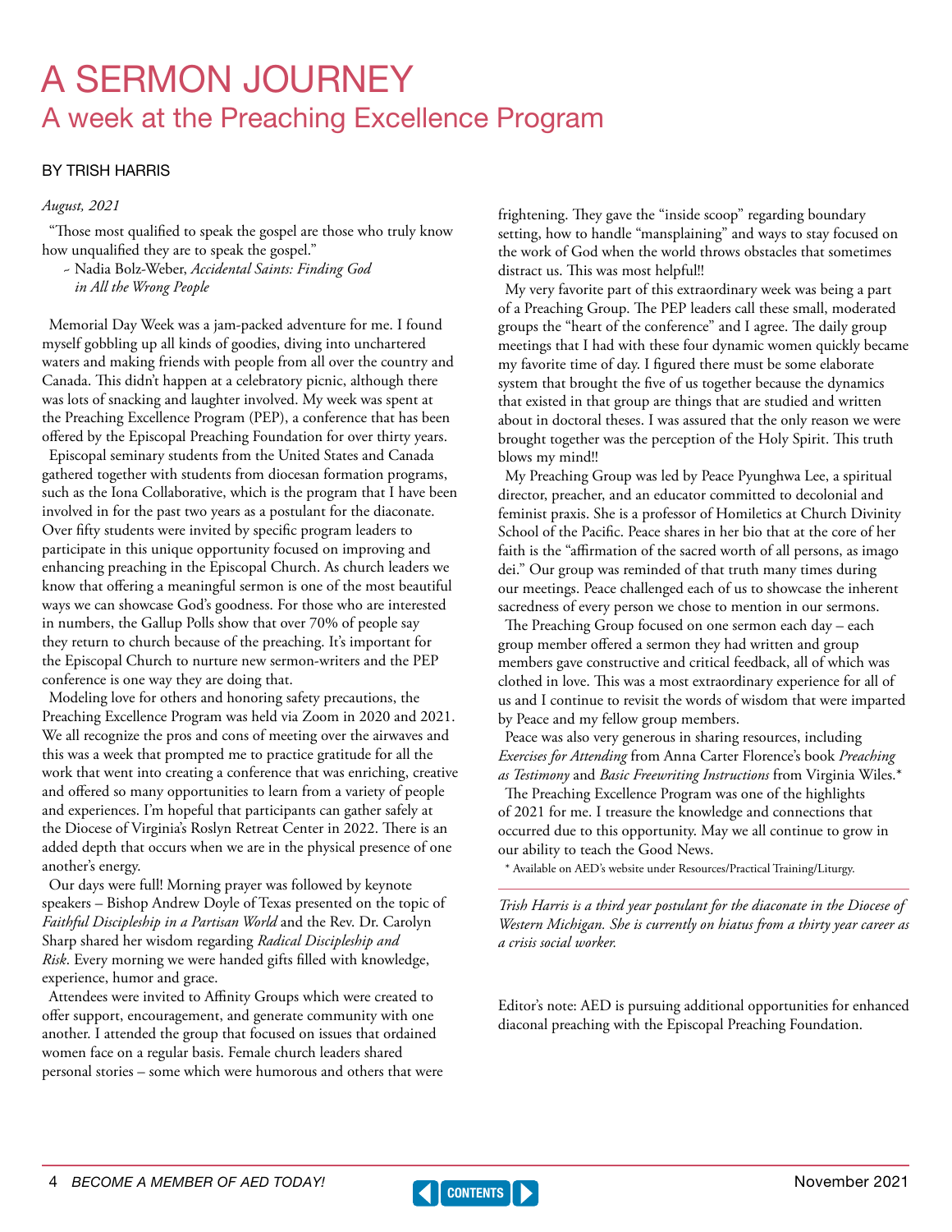# A SERMON JOURNEY

## A week at the Preaching Excellence Program

BY TRISH HARRIS

*August, 2021*

"Those most qualified to speak the gospel are those who truly know how unqualified they are to speak the gospel."

~ Nadia Bolz-Weber, *Accidental Saints: Finding God in All the Wrong People*

Memorial Day Week was a jam-packed adventure for me. I found myself gobbling up all kinds of goodies, diving into unchartered waters and making friends with people from all over the country and Canada. This didn't happen at a celebratory picnic, although there was lots of snacking and laughter involved. My week was spent at the Preaching Excellence Program (PEP), a conference that has been offered by the Episcopal Preaching Foundation for over thirty years.

Episcopal seminary students from the United States and Canada gathered together with students from diocesan formation programs, such as the Iona Collaborative, which is the program that I have been involved in for the past two years as a postulant for the diaconate. Over fifty students were invited by specific program leaders to participate in this unique opportunity focused on improving and enhancing preaching in the Episcopal Church. As church leaders we know that offering a meaningful sermon is one of the most beautiful ways we can showcase God's goodness. For those who are interested in numbers, the Gallup Polls show that over 70% of people say they return to church because of the preaching. It's important for the Episcopal Church to nurture new sermon-writers and the PEP conference is one way they are doing that.

Modeling love for others and honoring safety precautions, the Preaching Excellence Program was held via Zoom in 2020 and 2021. We all recognize the pros and cons of meeting over the airwaves and this was a week that prompted me to practice gratitude for all the work that went into creating a conference that was enriching, creative and offered so many opportunities to learn from a variety of people and experiences. I'm hopeful that participants can gather safely at the Diocese of Virginia's Roslyn Retreat Center in 2022. There is an added depth that occurs when we are in the physical presence of one another's energy.

Our days were full! Morning prayer was followed by keynote speakers – Bishop Andrew Doyle of Texas presented on the topic of *Faithful Discipleship in a Partisan World* and the Rev. Dr. Carolyn Sharp shared her wisdom regarding *Radical Discipleship and Risk*. Every morning we were handed gifts filled with knowledge, experience, humor and grace.

Attendees were invited to Affinity Groups which were created to offer support, encouragement, and generate community with one another. I attended the group that focused on issues that ordained women face on a regular basis. Female church leaders shared personal stories – some which were humorous and others that were frightening. They gave the "inside scoop" regarding boundary setting, how to handle "mansplaining" and ways to stay focused on the work of God when the world throws obstacles that sometimes distract us. This was most helpful!!

My very favorite part of this extraordinary week was being a part of a Preaching Group. The PEP leaders call these small, moderated groups the "heart of the conference" and I agree. The daily group meetings that I had with these four dynamic women quickly became my favorite time of day. I figured there must be some elaborate system that brought the five of us together because the dynamics that existed in that group are things that are studied and written about in doctoral theses. I was assured that the only reason we were brought together was the perception of the Holy Spirit. This truth blows my mind!!

My Preaching Group was led by Peace Pyunghwa Lee, a spiritual director, preacher, and an educator committed to decolonial and feminist praxis. She is a professor of Homiletics at Church Divinity School of the Pacific. Peace shares in her bio that at the core of her faith is the "affirmation of the sacred worth of all persons, as imago dei." Our group was reminded of that truth many times during our meetings. Peace challenged each of us to showcase the inherent sacredness of every person we chose to mention in our sermons.

The Preaching Group focused on one sermon each day – each group member offered a sermon they had written and group members gave constructive and critical feedback, all of which was clothed in love. This was a most extraordinary experience for all of us and I continue to revisit the words of wisdom that were imparted by Peace and my fellow group members.

Peace was also very generous in sharing resources, including *Exercises for Attending* from Anna Carter Florence's book *Preaching as Testimony* and *Basic Freewriting Instructions* from Virginia Wiles.*

The Preaching Excellence Program was one of the highlights of 2021 for me. I treasure the knowledge and connections that occurred due to this opportunity. May we all continue to grow in our ability to teach the Good News.

\* Available on AED's website under Resources/Practical Training/Liturgy.

---

*Trish Harris is a third year postulant for the diaconate in the Diocese of Western Michigan. She is currently on hiatus from a thirty year career as a crisis social worker.*

Editor's note: AED is pursuing additional opportunities for enhanced diaconal preaching with the Episcopal Preaching Foundation.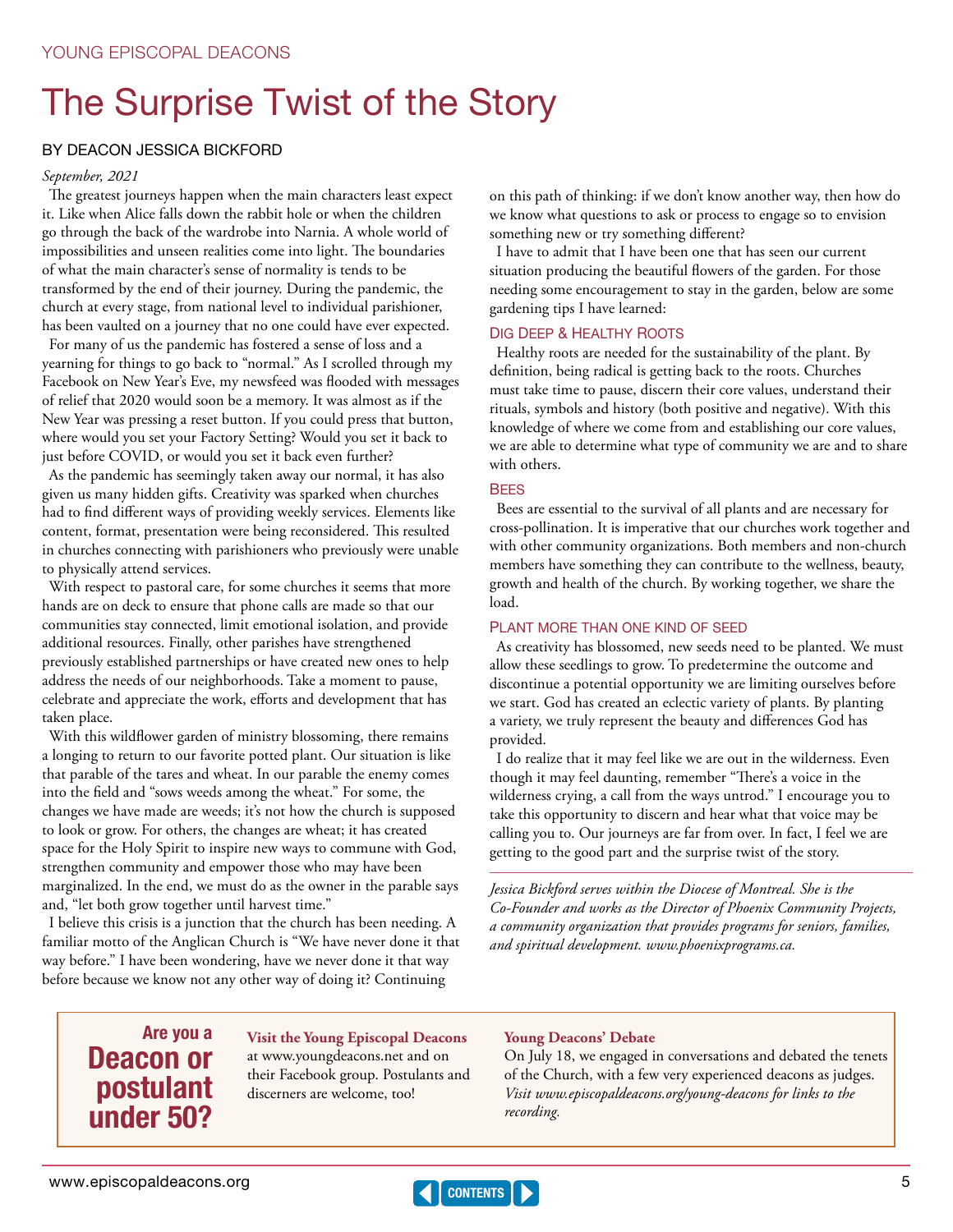YOUNG EPISCOPAL DEACONS

# The Surprise Twist of the Story

BY DEACON JESSICA BICKFORD

*September, 2021*

The greatest journeys happen when the main characters least expect it. Like when Alice falls down the rabbit hole or when the children go through the back of the wardrobe into Narnia. A whole world of impossibilities and unseen realities come into light. The boundaries of what the main character's sense of normality is tends to be transformed by the end of their journey. During the pandemic, the church at every stage, from national level to individual parishioner, has been vaulted on a journey that no one could have ever expected.

For many of us the pandemic has fostered a sense of loss and a yearning for things to go back to "normal." As I scrolled through my Facebook on New Year's Eve, my newsfeed was flooded with messages of relief that 2020 would soon be a memory. It was almost as if the New Year was pressing a reset button. If you could press that button, where would you set your Factory Setting? Would you set it back to just before COVID, or would you set it back even further?

As the pandemic has seemingly taken away our normal, it has also given us many hidden gifts. Creativity was sparked when churches had to find different ways of providing weekly services. Elements like content, format, presentation were being reconsidered. This resulted in churches connecting with parishioners who previously were unable to physically attend services.

With respect to pastoral care, for some churches it seems that more hands are on deck to ensure that phone calls are made so that our communities stay connected, limit emotional isolation, and provide additional resources. Finally, other parishes have strengthened previously established partnerships or have created new ones to help address the needs of our neighborhoods. Take a moment to pause, celebrate and appreciate the work, efforts and development that has taken place.

With this wildflower garden of ministry blossoming, there remains a longing to return to our favorite potted plant. Our situation is like that parable of the tares and wheat. In our parable the enemy comes into the field and "sows weeds among the wheat." For some, the changes we have made are weeds; it's not how the church is supposed to look or grow. For others, the changes are wheat; it has created space for the Holy Spirit to inspire new ways to commune with God, strengthen community and empower those who may have been marginalized. In the end, we must do as the owner in the parable says and, "let both grow together until harvest time."

I believe this crisis is a junction that the church has been needing. A familiar motto of the Anglican Church is "We have never done it that way before." I have been wondering, have we never done it that way before because we know not any other way of doing it? Continuing on this path of thinking: if we don't know another way, then how do we know what questions to ask or process to engage so to envision something new or try something different?

I have to admit that I have been one that has seen our current situation producing the beautiful flowers of the garden. For those needing some encouragement to stay in the garden, below are some gardening tips I have learned:

### Dig Deep & Healthy Roots

Healthy roots are needed for the sustainability of the plant. By definition, being radical is getting back to the roots. Churches must take time to pause, discern their core values, understand their rituals, symbols and history (both positive and negative). With this knowledge of where we come from and establishing our core values, we are able to determine what type of community we are and to share with others.

### Bees

Bees are essential to the survival of all plants and are necessary for cross-pollination. It is imperative that our churches work together and with other community organizations. Both members and non-church members have something they can contribute to the wellness, beauty, growth and health of the church. By working together, we share the load.

### Plant more than one kind of seed

As creativity has blossomed, new seeds need to be planted. We must allow these seedlings to grow. To predetermine the outcome and discontinue a potential opportunity we are limiting ourselves before we start. God has created an eclectic variety of plants. By planting a variety, we truly represent the beauty and differences God has provided.

I do realize that it may feel like we are out in the wilderness. Even though it may feel daunting, remember "There's a voice in the wilderness crying, a call from the ways untrod." I encourage you to take this opportunity to discern and hear what that voice may be calling you to. Our journeys are far from over. In fact, I feel we are getting to the good part and the surprise twist of the story.

*Jessica Bickford serves within the Diocese of Montreal. She is the Co-Founder and works as the Director of Phoenix Community Projects, a community organization that provides programs for seniors, families, and spiritual development. www.phoenixprograms.ca.*

---

**Are you a Deacon or postulant under 50?**

**Visit the Young Episcopal Deacons** at www.youngdeacons.net and on their Facebook group. Postulants and discerners are welcome, too!

**Young Deacons' Debate**
On July 18, we engaged in conversations and debated the tenets of the Church, with a few very experienced deacons as judges. *Visit www.episcopaldeacons.org/young-deacons for links to the recording.*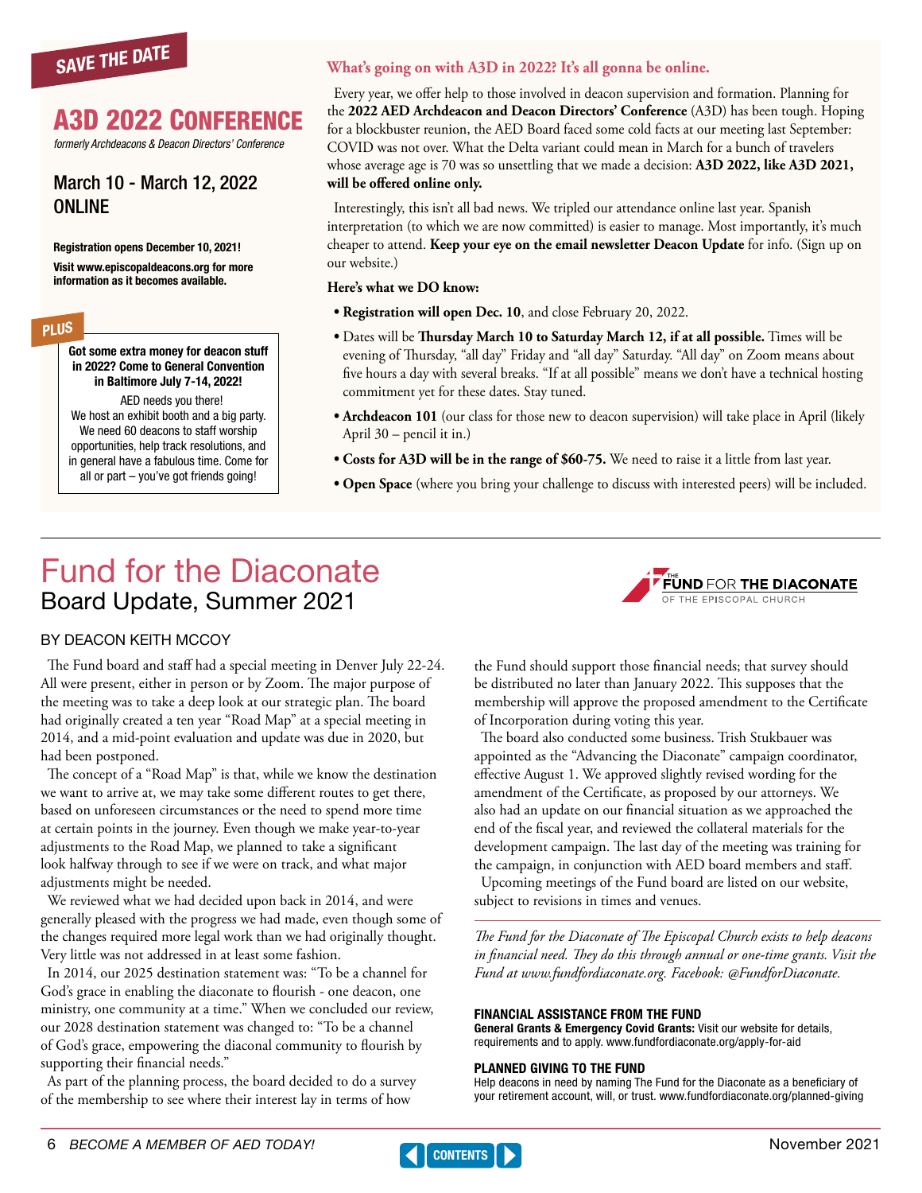SAVE THE DATE

## A3D 2022 Conference

*formerly Archdeacons & Deacon Directors' Conference*

### March 10 - March 12, 2022 ONLINE

**Registration opens December 10, 2021!**

**Visit www.episcopaldeacons.org for more information as it becomes available.**

PLUS

**Got some extra money for deacon stuff in 2022? Come to General Convention in Baltimore July 7-14, 2022!**

AED needs you there! We host an exhibit booth and a big party. We need 60 deacons to staff worship opportunities, help track resolutions, and in general have a fabulous time. Come for all or part – you've got friends going!

### What's going on with A3D in 2022? It's all gonna be online.

Every year, we offer help to those involved in deacon supervision and formation. Planning for the **2022 AED Archdeacon and Deacon Directors' Conference** (A3D) has been tough. Hoping for a blockbuster reunion, the AED Board faced some cold facts at our meeting last September: COVID was not over. What the Delta variant could mean in March for a bunch of travelers whose average age is 70 was so unsettling that we made a decision: **A3D 2022, like A3D 2021, will be offered online only.**

Interestingly, this isn't all bad news. We tripled our attendance online last year. Spanish interpretation (to which we are now committed) is easier to manage. Most importantly, it's much cheaper to attend. **Keep your eye on the email newsletter Deacon Update** for info. (Sign up on our website.)

**Here's what we DO know:**

- **Registration will open Dec. 10**, and close February 20, 2022.
- Dates will be **Thursday March 10 to Saturday March 12, if at all possible.** Times will be evening of Thursday, "all day" Friday and "all day" Saturday. "All day" on Zoom means about five hours a day with several breaks. "If at all possible" means we don't have a technical hosting commitment yet for these dates. Stay tuned.
- **Archdeacon 101** (our class for those new to deacon supervision) will take place in April (likely April 30 – pencil it in.)
- **Costs for A3D will be in the range of $60-75.** We need to raise it a little from last year.
- **Open Space** (where you bring your challenge to discuss with interested peers) will be included.

---

# Fund for the Diaconate

## Board Update, Summer 2021

BY DEACON KEITH MCCOY

The Fund board and staff had a special meeting in Denver July 22-24. All were present, either in person or by Zoom. The major purpose of the meeting was to take a deep look at our strategic plan. The board had originally created a ten year "Road Map" at a special meeting in 2014, and a mid-point evaluation and update was due in 2020, but had been postponed.

The concept of a "Road Map" is that, while we know the destination we want to arrive at, we may take some different routes to get there, based on unforeseen circumstances or the need to spend more time at certain points in the journey. Even though we make year-to-year adjustments to the Road Map, we planned to take a significant look halfway through to see if we were on track, and what major adjustments might be needed.

We reviewed what we had decided upon back in 2014, and were generally pleased with the progress we had made, even though some of the changes required more legal work than we had originally thought. Very little was not addressed in at least some fashion.

In 2014, our 2025 destination statement was: "To be a channel for God's grace in enabling the diaconate to flourish - one deacon, one ministry, one community at a time." When we concluded our review, our 2028 destination statement was changed to: "To be a channel of God's grace, empowering the diaconal community to flourish by supporting their financial needs."

As part of the planning process, the board decided to do a survey of the membership to see where their interest lay in terms of how the Fund should support those financial needs; that survey should be distributed no later than January 2022. This supposes that the membership will approve the proposed amendment to the Certificate of Incorporation during voting this year.

The board also conducted some business. Trish Stukbauer was appointed as the "Advancing the Diaconate" campaign coordinator, effective August 1. We approved slightly revised wording for the amendment of the Certificate, as proposed by our attorneys. We also had an update on our financial situation as we approached the end of the fiscal year, and reviewed the collateral materials for the development campaign. The last day of the meeting was training for the campaign, in conjunction with AED board members and staff.

Upcoming meetings of the Fund board are listed on our website, subject to revisions in times and venues.

*The Fund for the Diaconate of The Episcopal Church exists to help deacons in financial need. They do this through annual or one-time grants. Visit the Fund at www.fundfordiaconate.org. Facebook: @FundforDiaconate.*

**FINANCIAL ASSISTANCE FROM THE FUND**

**General Grants & Emergency Covid Grants:** Visit our website for details, requirements and to apply. www.fundfordiaconate.org/apply-for-aid

**PLANNED GIVING TO THE FUND**

Help deacons in need by naming The Fund for the Diaconate as a beneficiary of your retirement account, will, or trust. www.fundfordiaconate.org/planned-giving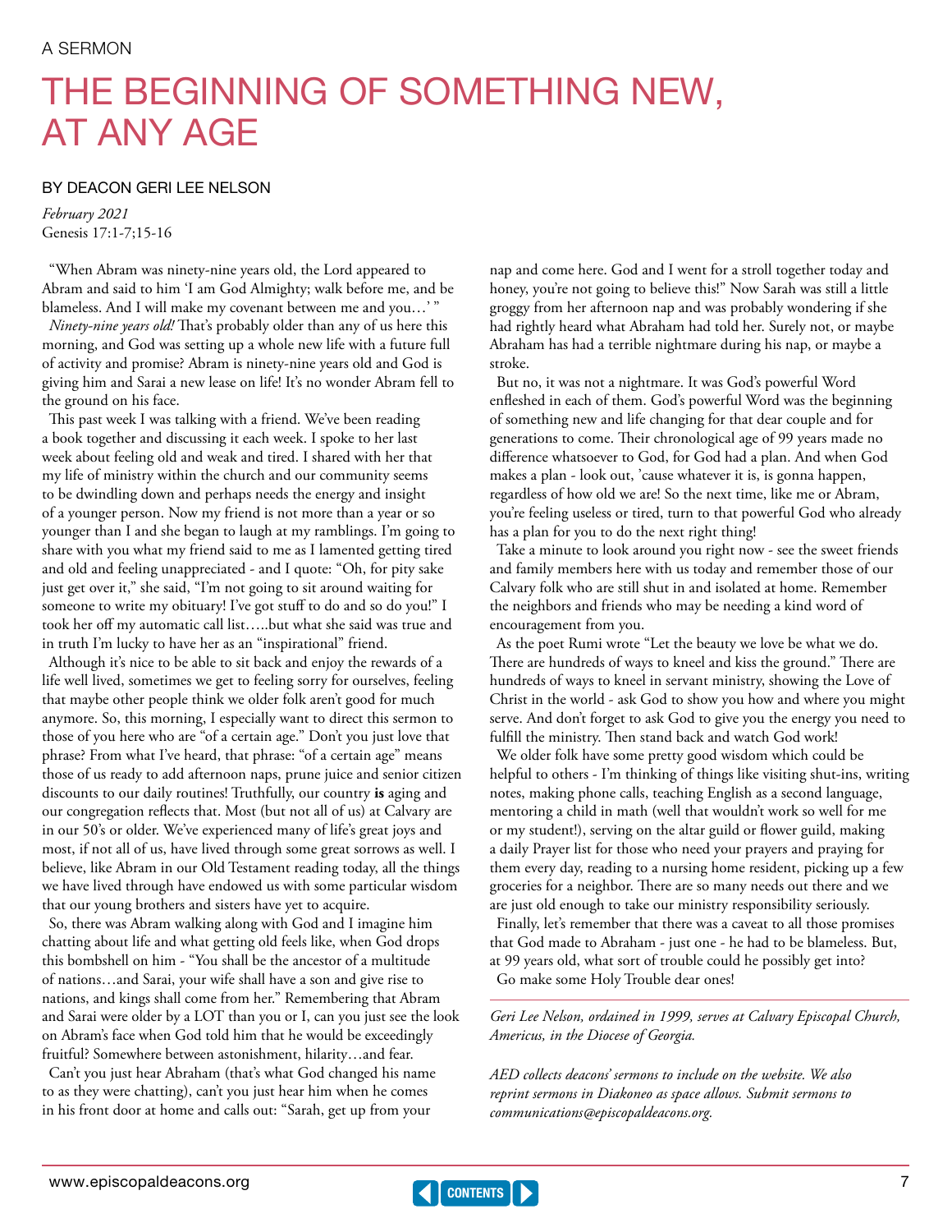A SERMON

# THE BEGINNING OF SOMETHING NEW, AT ANY AGE

BY DEACON GERI LEE NELSON

*February 2021*
Genesis 17:1-7;15-16

"When Abram was ninety-nine years old, the Lord appeared to Abram and said to him 'I am God Almighty; walk before me, and be blameless. And I will make my covenant between me and you…' "

*Ninety-nine years old!* That's probably older than any of us here this morning, and God was setting up a whole new life with a future full of activity and promise? Abram is ninety-nine years old and God is giving him and Sarai a new lease on life! It's no wonder Abram fell to the ground on his face.

This past week I was talking with a friend. We've been reading a book together and discussing it each week. I spoke to her last week about feeling old and weak and tired. I shared with her that my life of ministry within the church and our community seems to be dwindling down and perhaps needs the energy and insight of a younger person. Now my friend is not more than a year or so younger than I and she began to laugh at my ramblings. I'm going to share with you what my friend said to me as I lamented getting tired and old and feeling unappreciated - and I quote: "Oh, for pity sake just get over it," she said, "I'm not going to sit around waiting for someone to write my obituary! I've got stuff to do and so do you!" I took her off my automatic call list…..but what she said was true and in truth I'm lucky to have her as an "inspirational" friend.

Although it's nice to be able to sit back and enjoy the rewards of a life well lived, sometimes we get to feeling sorry for ourselves, feeling that maybe other people think we older folk aren't good for much anymore. So, this morning, I especially want to direct this sermon to those of you here who are "of a certain age." Don't you just love that phrase? From what I've heard, that phrase: "of a certain age" means those of us ready to add afternoon naps, prune juice and senior citizen discounts to our daily routines! Truthfully, our country **is** aging and our congregation reflects that. Most (but not all of us) at Calvary are in our 50's or older. We've experienced many of life's great joys and most, if not all of us, have lived through some great sorrows as well. I believe, like Abram in our Old Testament reading today, all the things we have lived through have endowed us with some particular wisdom that our young brothers and sisters have yet to acquire.

So, there was Abram walking along with God and I imagine him chatting about life and what getting old feels like, when God drops this bombshell on him - "You shall be the ancestor of a multitude of nations…and Sarai, your wife shall have a son and give rise to nations, and kings shall come from her." Remembering that Abram and Sarai were older by a LOT than you or I, can you just see the look on Abram's face when God told him that he would be exceedingly fruitful? Somewhere between astonishment, hilarity…and fear.

Can't you just hear Abraham (that's what God changed his name to as they were chatting), can't you just hear him when he comes in his front door at home and calls out: "Sarah, get up from your nap and come here. God and I went for a stroll together today and honey, you're not going to believe this!" Now Sarah was still a little groggy from her afternoon nap and was probably wondering if she had rightly heard what Abraham had told her. Surely not, or maybe Abraham has had a terrible nightmare during his nap, or maybe a stroke.

But no, it was not a nightmare. It was God's powerful Word enfleshed in each of them. God's powerful Word was the beginning of something new and life changing for that dear couple and for generations to come. Their chronological age of 99 years made no difference whatsoever to God, for God had a plan. And when God makes a plan - look out, 'cause whatever it is, is gonna happen, regardless of how old we are! So the next time, like me or Abram, you're feeling useless or tired, turn to that powerful God who already has a plan for you to do the next right thing!

Take a minute to look around you right now - see the sweet friends and family members here with us today and remember those of our Calvary folk who are still shut in and isolated at home. Remember the neighbors and friends who may be needing a kind word of encouragement from you.

As the poet Rumi wrote "Let the beauty we love be what we do. There are hundreds of ways to kneel and kiss the ground." There are hundreds of ways to kneel in servant ministry, showing the Love of Christ in the world - ask God to show you how and where you might serve. And don't forget to ask God to give you the energy you need to fulfill the ministry. Then stand back and watch God work!

We older folk have some pretty good wisdom which could be helpful to others - I'm thinking of things like visiting shut-ins, writing notes, making phone calls, teaching English as a second language, mentoring a child in math (well that wouldn't work so well for me or my student!), serving on the altar guild or flower guild, making a daily Prayer list for those who need your prayers and praying for them every day, reading to a nursing home resident, picking up a few groceries for a neighbor. There are so many needs out there and we are just old enough to take our ministry responsibility seriously.

Finally, let's remember that there was a caveat to all those promises that God made to Abraham - just one - he had to be blameless. But, at 99 years old, what sort of trouble could he possibly get into?

Go make some Holy Trouble dear ones!

---

*Geri Lee Nelson, ordained in 1999, serves at Calvary Episcopal Church, Americus, in the Diocese of Georgia.*

*AED collects deacons' sermons to include on the website. We also reprint sermons in Diakoneo as space allows. Submit sermons to communications@episcopaldeacons.org.*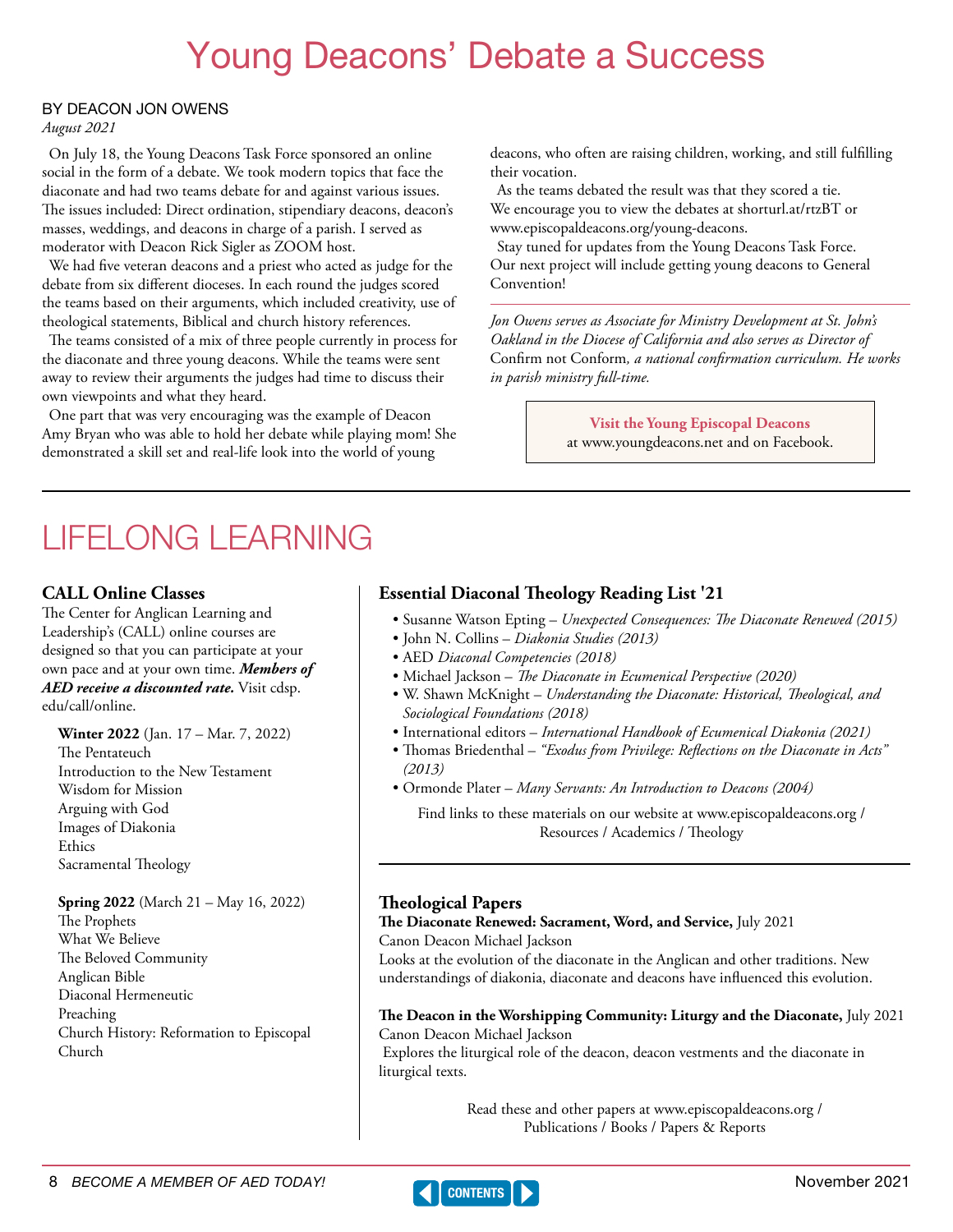# Young Deacons' Debate a Success

BY DEACON JON OWENS

*August 2021*

On July 18, the Young Deacons Task Force sponsored an online social in the form of a debate. We took modern topics that face the diaconate and had two teams debate for and against various issues. The issues included: Direct ordination, stipendiary deacons, deacon's masses, weddings, and deacons in charge of a parish. I served as moderator with Deacon Rick Sigler as ZOOM host.

We had five veteran deacons and a priest who acted as judge for the debate from six different dioceses. In each round the judges scored the teams based on their arguments, which included creativity, use of theological statements, Biblical and church history references.

The teams consisted of a mix of three people currently in process for the diaconate and three young deacons. While the teams were sent away to review their arguments the judges had time to discuss their own viewpoints and what they heard.

One part that was very encouraging was the example of Deacon Amy Bryan who was able to hold her debate while playing mom! She demonstrated a skill set and real-life look into the world of young deacons, who often are raising children, working, and still fulfilling their vocation.

As the teams debated the result was that they scored a tie. We encourage you to view the debates at shorturl.at/rtzBT or www.episcopaldeacons.org/young-deacons.

Stay tuned for updates from the Young Deacons Task Force. Our next project will include getting young deacons to General Convention!

*Jon Owens serves as Associate for Ministry Development at St. John's Oakland in the Diocese of California and also serves as Director of* Confirm not Conform*, a national confirmation curriculum. He works in parish ministry full-time.*

**Visit the Young Episcopal Deacons**
at www.youngdeacons.net and on Facebook.

# LIFELONG LEARNING

### CALL Online Classes

The Center for Anglican Learning and Leadership's (CALL) online courses are designed so that you can participate at your own pace and at your own time. ***Members of AED receive a discounted rate.*** Visit cdsp.edu/call/online.

**Winter 2022** (Jan. 17 – Mar. 7, 2022)
The Pentateuch
Introduction to the New Testament
Wisdom for Mission
Arguing with God
Images of Diakonia
Ethics
Sacramental Theology

**Spring 2022** (March 21 – May 16, 2022)
The Prophets
What We Believe
The Beloved Community
Anglican Bible
Diaconal Hermeneutic
Preaching
Church History: Reformation to Episcopal Church

### Essential Diaconal Theology Reading List '21

- Susanne Watson Epting – *Unexpected Consequences: The Diaconate Renewed (2015)*
- John N. Collins – *Diakonia Studies (2013)*
- AED *Diaconal Competencies (2018)*
- Michael Jackson – *The Diaconate in Ecumenical Perspective (2020)*
- W. Shawn McKnight – *Understanding the Diaconate: Historical, Theological, and Sociological Foundations (2018)*
- International editors – *International Handbook of Ecumenical Diakonia (2021)*
- Thomas Briedenthal – *"Exodus from Privilege: Reflections on the Diaconate in Acts" (2013)*
- Ormonde Plater – *Many Servants: An Introduction to Deacons (2004)*

Find links to these materials on our website at www.episcopaldeacons.org / Resources / Academics / Theology

### Theological Papers

**The Diaconate Renewed: Sacrament, Word, and Service,** July 2021
Canon Deacon Michael Jackson
Looks at the evolution of the diaconate in the Anglican and other traditions. New understandings of diakonia, diaconate and deacons have influenced this evolution.

**The Deacon in the Worshipping Community: Liturgy and the Diaconate,** July 2021
Canon Deacon Michael Jackson
Explores the liturgical role of the deacon, deacon vestments and the diaconate in liturgical texts.

Read these and other papers at www.episcopaldeacons.org / Publications / Books / Papers & Reports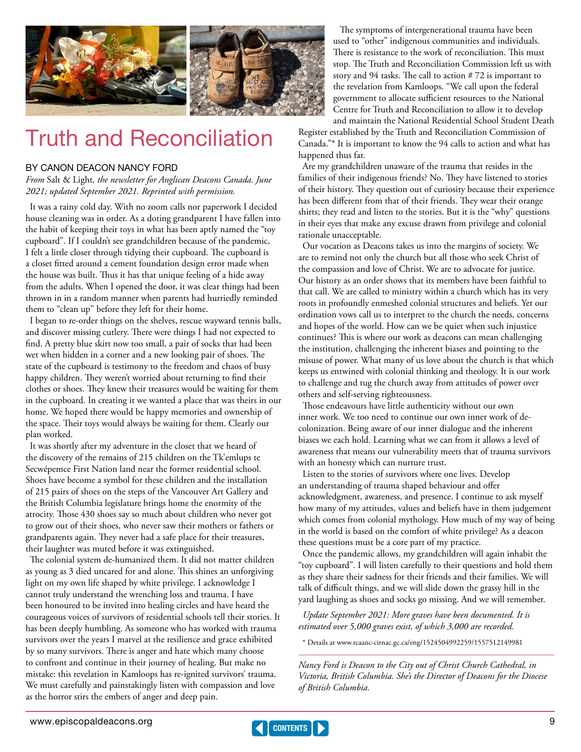# Truth and Reconciliation

BY CANON DEACON NANCY FORD

*From* Salt & Light*, the newsletter for Anglican Deacons Canada. June 2021; updated September 2021. Reprinted with permission.*

It was a rainy cold day. With no zoom calls nor paperwork I decided house cleaning was in order. As a doting grandparent I have fallen into the habit of keeping their toys in what has been aptly named the "toy cupboard". If I couldn't see grandchildren because of the pandemic, I felt a little closer through tidying their cupboard. The cupboard is a closet fitted around a cement foundation design error made when the house was built. Thus it has that unique feeling of a hide away from the adults. When I opened the door, it was clear things had been thrown in in a random manner when parents had hurriedly reminded them to "clean up" before they left for their home.

I began to re-order things on the shelves, rescue wayward tennis balls, and discover missing cutlery. There were things I had not expected to find. A pretty blue skirt now too small, a pair of socks that had been wet when hidden in a corner and a new looking pair of shoes. The state of the cupboard is testimony to the freedom and chaos of busy happy children. They weren't worried about returning to find their clothes or shoes. They knew their treasures would be waiting for them in the cupboard. In creating it we wanted a place that was theirs in our home. We hoped there would be happy memories and ownership of the space. Their toys would always be waiting for them. Clearly our plan worked.

It was shortly after my adventure in the closet that we heard of the discovery of the remains of 215 children on the Tk'emlups te Secwépemce First Nation land near the former residential school. Shoes have become a symbol for these children and the installation of 215 pairs of shoes on the steps of the Vancouver Art Gallery and the British Columbia legislature brings home the enormity of the atrocity. Those 430 shoes say so much about children who never got to grow out of their shoes, who never saw their mothers or fathers or grandparents again. They never had a safe place for their treasures, their laughter was muted before it was extinguished.

The colonial system de-humanized them. It did not matter children as young as 3 died uncared for and alone. This shines an unforgiving light on my own life shaped by white privilege. I acknowledge I cannot truly understand the wrenching loss and trauma. I have been honoured to be invited into healing circles and have heard the courageous voices of survivors of residential schools tell their stories. It has been deeply humbling. As someone who has worked with trauma survivors over the years I marvel at the resilience and grace exhibited by so many survivors. There is anger and hate which many choose to confront and continue in their journey of healing. But make no mistake: this revelation in Kamloops has re-ignited survivors' trauma. We must carefully and painstakingly listen with compassion and love as the horror stirs the embers of anger and deep pain.

The symptoms of intergenerational trauma have been used to "other" indigenous communities and individuals. There is resistance to the work of reconciliation. This must stop. The Truth and Reconciliation Commission left us with story and 94 tasks. The call to action # 72 is important to the revelation from Kamloops. "We call upon the federal government to allocate sufficient resources to the National Centre for Truth and Reconciliation to allow it to develop and maintain the National Residential School Student Death Register established by the Truth and Reconciliation Commission of Canada."* It is important to know the 94 calls to action and what has happened thus far.

Are my grandchildren unaware of the trauma that resides in the families of their indigenous friends? No. They have listened to stories of their history. They question out of curiosity because their experience has been different from that of their friends. They wear their orange shirts; they read and listen to the stories. But it is the "why" questions in their eyes that make any excuse drawn from privilege and colonial rationale unacceptable.

Our vocation as Deacons takes us into the margins of society. We are to remind not only the church but all those who seek Christ of the compassion and love of Christ. We are to advocate for justice. Our history as an order shows that its members have been faithful to that call. We are called to ministry within a church which has its very roots in profoundly enmeshed colonial structures and beliefs. Yet our ordination vows call us to interpret to the church the needs, concerns and hopes of the world. How can we be quiet when such injustice continues? This is where our work as deacons can mean challenging the institution, challenging the inherent biases and pointing to the misuse of power. What many of us love about the church is that which keeps us entwined with colonial thinking and theology. It is our work to challenge and tug the church away from attitudes of power over others and self-serving righteousness.

Those endeavours have little authenticity without our own inner work. We too need to continue our own inner work of de-colonization. Being aware of our inner dialogue and the inherent biases we each hold. Learning what we can from it allows a level of awareness that means our vulnerability meets that of trauma survivors with an honesty which can nurture trust.

Listen to the stories of survivors where one lives. Develop an understanding of trauma shaped behaviour and offer acknowledgment, awareness, and presence. I continue to ask myself how many of my attitudes, values and beliefs have in them judgement which comes from colonial mythology. How much of my way of being in the world is based on the comfort of white privilege? As a deacon these questions must be a core part of my practice.

Once the pandemic allows, my grandchildren will again inhabit the "toy cupboard". I will listen carefully to their questions and hold them as they share their sadness for their friends and their families. We will talk of difficult things, and we will slide down the grassy hill in the yard laughing as shoes and socks go missing. And we will remember.

*Update September 2021: More graves have been documented. It is estimated over 5,000 graves exist, of which 3,000 are recorded.*

\* Details at www.rcaanc-cirnac.gc.ca/eng/1524504992259/1557512149981

---

*Nancy Ford is Deacon to the City out of Christ Church Cathedral, in Victoria, British Columbia. She's the Director of Deacons for the Diocese of British Columbia.*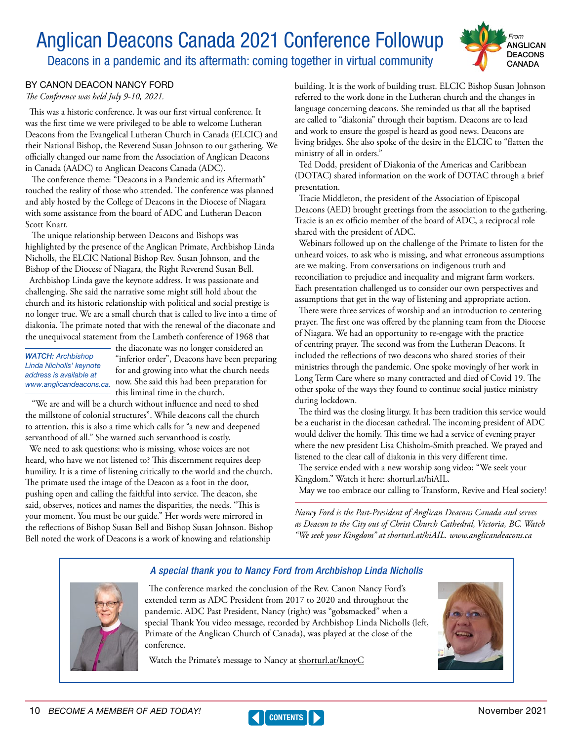# Anglican Deacons Canada 2021 Conference Followup

## Deacons in a pandemic and its aftermath: coming together in virtual community

*From* ANGLICAN DEACONS CANADA

BY CANON DEACON NANCY FORD

*The Conference was held July 9-10, 2021.*

This was a historic conference. It was our first virtual conference. It was the first time we were privileged to be able to welcome Lutheran Deacons from the Evangelical Lutheran Church in Canada (ELCIC) and their National Bishop, the Reverend Susan Johnson to our gathering. We officially changed our name from the Association of Anglican Deacons in Canada (AADC) to Anglican Deacons Canada (ADC).

The conference theme: "Deacons in a Pandemic and its Aftermath" touched the reality of those who attended. The conference was planned and ably hosted by the College of Deacons in the Diocese of Niagara with some assistance from the board of ADC and Lutheran Deacon Scott Knarr.

The unique relationship between Deacons and Bishops was highlighted by the presence of the Anglican Primate, Archbishop Linda Nicholls, the ELCIC National Bishop Rev. Susan Johnson, and the Bishop of the Diocese of Niagara, the Right Reverend Susan Bell.

Archbishop Linda gave the keynote address. It was passionate and challenging. She said the narrative some might still hold about the church and its historic relationship with political and social prestige is no longer true. We are a small church that is called to live into a time of diakonia. The primate noted that with the renewal of the diaconate and the unequivocal statement from the Lambeth conference of 1968 that the diaconate was no longer considered an "inferior order", Deacons have been preparing for and growing into what the church needs now. She said this had been preparation for this liminal time in the church.

***WATCH:** Archbishop Linda Nicholls' keynote address is available at www.anglicandeacons.ca.*

"We are and will be a church without influence and need to shed the millstone of colonial structures". While deacons call the church to attention, this is also a time which calls for "a new and deepened servanthood of all." She warned such servanthood is costly.

We need to ask questions: who is missing, whose voices are not heard, who have we not listened to? This discernment requires deep humility. It is a time of listening critically to the world and the church. The primate used the image of the Deacon as a foot in the door, pushing open and calling the faithful into service. The deacon, she said, observes, notices and names the disparities, the needs. "This is your moment. You must be our guide." Her words were mirrored in the reflections of Bishop Susan Bell and Bishop Susan Johnson. Bishop Bell noted the work of Deacons is a work of knowing and relationship building. It is the work of building trust. ELCIC Bishop Susan Johnson referred to the work done in the Lutheran church and the changes in language concerning deacons. She reminded us that all the baptised are called to "diakonia" through their baptism. Deacons are to lead and work to ensure the gospel is heard as good news. Deacons are living bridges. She also spoke of the desire in the ELCIC to "flatten the ministry of all in orders."

Ted Dodd, president of Diakonia of the Americas and Caribbean (DOTAC) shared information on the work of DOTAC through a brief presentation.

Tracie Middleton, the president of the Association of Episcopal Deacons (AED) brought greetings from the association to the gathering. Tracie is an ex officio member of the board of ADC, a reciprocal role shared with the president of ADC.

Webinars followed up on the challenge of the Primate to listen for the unheard voices, to ask who is missing, and what erroneous assumptions are we making. From conversations on indigenous truth and reconciliation to prejudice and inequality and migrant farm workers. Each presentation challenged us to consider our own perspectives and assumptions that get in the way of listening and appropriate action.

There were three services of worship and an introduction to centering prayer. The first one was offered by the planning team from the Diocese of Niagara. We had an opportunity to re-engage with the practice of centring prayer. The second was from the Lutheran Deacons. It included the reflections of two deacons who shared stories of their ministries through the pandemic. One spoke movingly of her work in Long Term Care where so many contracted and died of Covid 19. The other spoke of the ways they found to continue social justice ministry during lockdown.

The third was the closing liturgy. It has been tradition this service would be a eucharist in the diocesan cathedral. The incoming president of ADC would deliver the homily. This time we had a service of evening prayer where the new president Lisa Chisholm-Smith preached. We prayed and listened to the clear call of diakonia in this very different time.

The service ended with a new worship song video; "We seek your Kingdom." Watch it here: shorturl.at/hiAIL.

May we too embrace our calling to Transform, Revive and Heal society!

*Nancy Ford is the Past-President of Anglican Deacons Canada and serves as Deacon to the City out of Christ Church Cathedral, Victoria, BC. Watch "We seek your Kingdom" at shorturl.at/hiAIL. www.anglicandeacons.ca*

### *A special thank you to Nancy Ford from Archbishop Linda Nicholls*

The conference marked the conclusion of the Rev. Canon Nancy Ford's extended term as ADC President from 2017 to 2020 and throughout the pandemic. ADC Past President, Nancy (right) was "gobsmacked" when a special Thank You video message, recorded by Archbishop Linda Nicholls (left, Primate of the Anglican Church of Canada), was played at the close of the conference.

Watch the Primate's message to Nancy at shorturl.at/knoyC

BECOME A MEMBER OF AED TODAY!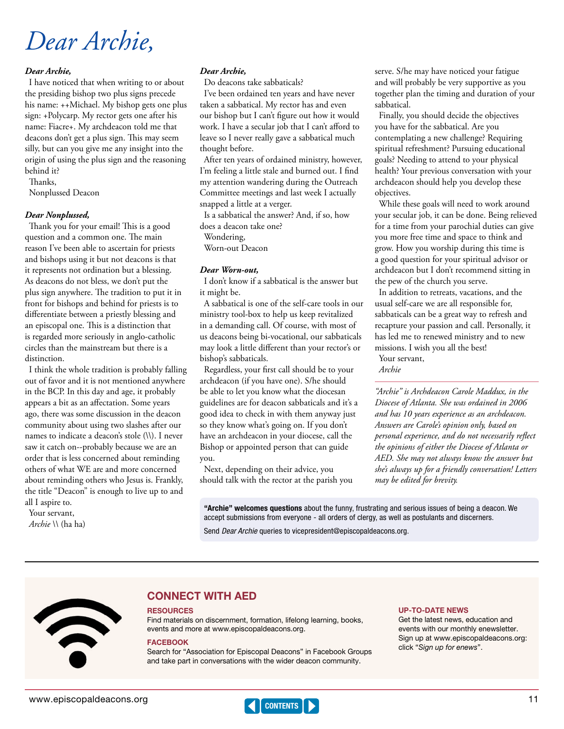# Dear Archie,

***Dear Archie,***

I have noticed that when writing to or about the presiding bishop two plus signs precede his name: ++Michael. My bishop gets one plus sign: +Polycarp. My rector gets one after his name: Fiacre+. My archdeacon told me that deacons don't get a plus sign. This may seem silly, but can you give me any insight into the origin of using the plus sign and the reasoning behind it?

Thanks,

Nonplussed Deacon

***Dear Nonplussed,***

Thank you for your email! This is a good question and a common one. The main reason I've been able to ascertain for priests and bishops using it but not deacons is that it represents not ordination but a blessing. As deacons do not bless, we don't put the plus sign anywhere. The tradition to put it in front for bishops and behind for priests is to differentiate between a priestly blessing and an episcopal one. This is a distinction that is regarded more seriously in anglo-catholic circles than the mainstream but there is a distinction.

I think the whole tradition is probably falling out of favor and it is not mentioned anywhere in the BCP. In this day and age, it probably appears a bit as an affectation. Some years ago, there was some discussion in the deacon community about using two slashes after our names to indicate a deacon's stole (\\). I never saw it catch on--probably because we are an order that is less concerned about reminding others of what WE are and more concerned about reminding others who Jesus is. Frankly, the title "Deacon" is enough to live up to and all I aspire to.

Your servant,

*Archie* \\ (ha ha)

***Dear Archie,***

Do deacons take sabbaticals?

I've been ordained ten years and have never taken a sabbatical. My rector has and even our bishop but I can't figure out how it would work. I have a secular job that I can't afford to leave so I never really gave a sabbatical much thought before.

After ten years of ordained ministry, however, I'm feeling a little stale and burned out. I find my attention wandering during the Outreach Committee meetings and last week I actually snapped a little at a verger.

Is a sabbatical the answer? And, if so, how does a deacon take one?

Wondering,

Worn-out Deacon

***Dear Worn-out,***

I don't know if a sabbatical is the answer but it might be.

A sabbatical is one of the self-care tools in our ministry tool-box to help us keep revitalized in a demanding call. Of course, with most of us deacons being bi-vocational, our sabbaticals may look a little different than your rector's or bishop's sabbaticals.

Regardless, your first call should be to your archdeacon (if you have one). S/he should be able to let you know what the diocesan guidelines are for deacon sabbaticals and it's a good idea to check in with them anyway just so they know what's going on. If you don't have an archdeacon in your diocese, call the Bishop or appointed person that can guide you.

Next, depending on their advice, you should talk with the rector at the parish you serve. S/he may have noticed your fatigue and will probably be very supportive as you together plan the timing and duration of your sabbatical.

Finally, you should decide the objectives you have for the sabbatical. Are you contemplating a new challenge? Requiring spiritual refreshment? Pursuing educational goals? Needing to attend to your physical health? Your previous conversation with your archdeacon should help you develop these objectives.

While these goals will need to work around your secular job, it can be done. Being relieved for a time from your parochial duties can give you more free time and space to think and grow. How you worship during this time is a good question for your spiritual advisor or archdeacon but I don't recommend sitting in the pew of the church you serve.

In addition to retreats, vacations, and the usual self-care we are all responsible for, sabbaticals can be a great way to refresh and recapture your passion and call. Personally, it has led me to renewed ministry and to new missions. I wish you all the best!

Your servant,

*Archie*

---

*"Archie" is Archdeacon Carole Maddux, in the Diocese of Atlanta. She was ordained in 2006 and has 10 years experience as an archdeacon. Answers are Carole's opinion only, based on personal experience, and do not necessarily reflect the opinions of either the Diocese of Atlanta or AED. She may not always know the answer but she's always up for a friendly conversation! Letters may be edited for brevity.*

**"Archie" welcomes questions** about the funny, frustrating and serious issues of being a deacon. We accept submissions from everyone - all orders of clergy, as well as postulants and discerners.

Send *Dear Archie* queries to vicepresident@episcopaldeacons.org.

---

## CONNECT WITH AED

**RESOURCES**

Find materials on discernment, formation, lifelong learning, books, events and more at www.episcopaldeacons.org.

**FACEBOOK**

Search for "Association for Episcopal Deacons" in Facebook Groups and take part in conversations with the wider deacon community.

**UP-TO-DATE NEWS**

Get the latest news, education and events with our monthly enewsletter. Sign up at www.episcopaldeacons.org: click "*Sign up for enews*".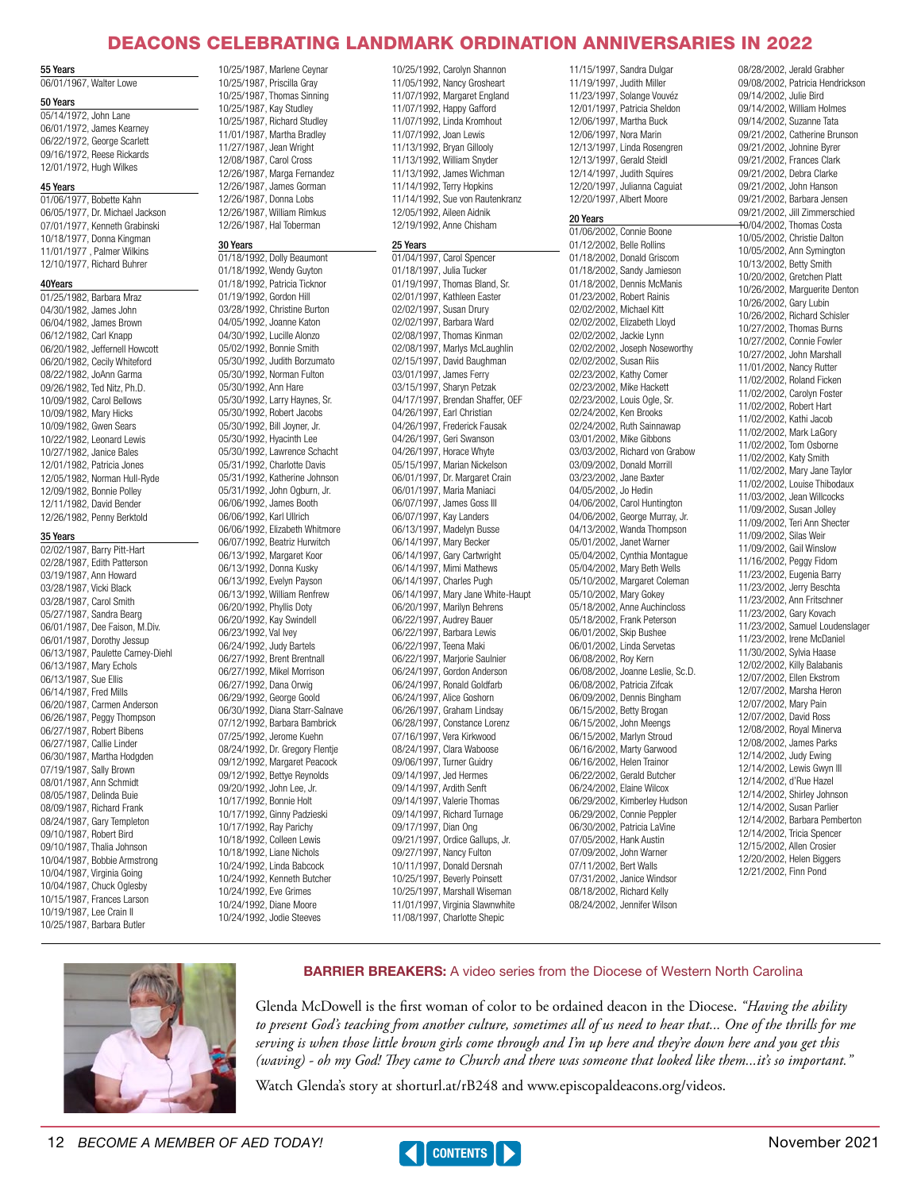# DEACONS CELEBRATING LANDMARK ORDINATION ANNIVERSARIES IN 2022

### 55 Years

06/01/1967, Walter Lowe

### 50 Years

05/14/1972, John Lane
06/01/1972, James Kearney
06/22/1972, George Scarlett
09/16/1972, Reese Rickards
12/01/1972, Hugh Wilkes

### 45 Years

01/06/1977, Bobette Kahn
06/05/1977, Dr. Michael Jackson
07/01/1977, Kenneth Grabinski
10/18/1977, Donna Kingman
11/01/1977 , Palmer Wilkins
12/10/1977, Richard Buhrer

### 40Years

01/25/1982, Barbara Mraz
04/30/1982, James John
06/04/1982, James Brown
06/12/1982, Carl Knapp
06/20/1982, Jeffernell Howcott
06/20/1982, Cecily Whiteford
08/22/1982, JoAnn Garma
09/26/1982, Ted Nitz, Ph.D.
10/09/1982, Carol Bellows
10/09/1982, Mary Hicks
10/09/1982, Gwen Sears
10/22/1982, Leonard Lewis
10/27/1982, Janice Bales
12/01/1982, Patricia Jones
12/05/1982, Norman Hull-Ryde
12/09/1982, Bonnie Polley
12/11/1982, David Bender
12/26/1982, Penny Berktold

### 35 Years

02/02/1987, Barry Pitt-Hart
02/28/1987, Edith Patterson
03/19/1987, Ann Howard
03/28/1987, Vicki Black
03/28/1987, Carol Smith
05/27/1987, Sandra Bearg
06/01/1987, Dee Faison, M.Div.
06/01/1987, Dorothy Jessup
06/13/1987, Paulette Carney-Diehl
06/13/1987, Mary Echols
06/13/1987, Sue Ellis
06/14/1987, Fred Mills
06/20/1987, Carmen Anderson
06/26/1987, Peggy Thompson
06/27/1987, Robert Bibens
06/27/1987, Callie Linder
06/30/1987, Martha Hodgden
07/19/1987, Sally Brown
08/01/1987, Ann Schmidt
08/05/1987, Delinda Buie
08/09/1987, Richard Frank
08/24/1987, Gary Templeton
09/10/1987, Robert Bird
09/10/1987, Thalia Johnson
10/04/1987, Bobbie Armstrong
10/04/1987, Virginia Going
10/04/1987, Chuck Oglesby
10/15/1987, Frances Larson
10/19/1987, Lee Crain II
10/25/1987, Barbara Butler
10/25/1987, Marlene Ceynar
10/25/1987, Priscilla Gray
10/25/1987, Thomas Sinning
10/25/1987, Kay Studley
10/25/1987, Richard Studley
11/01/1987, Martha Bradley
11/27/1987, Jean Wright
12/08/1987, Carol Cross
12/26/1987, Marga Fernandez
12/26/1987, James Gorman
12/26/1987, Donna Lobs
12/26/1987, William Rimkus
12/26/1987, Hal Toberman

### 30 Years

01/18/1992, Dolly Beaumont
01/18/1992, Wendy Guyton
01/18/1992, Patricia Ticknor
01/19/1992, Gordon Hill
03/28/1992, Christine Burton
04/05/1992, Joanne Katon
04/30/1992, Lucille Alonzo
05/02/1992, Bonnie Smith
05/30/1992, Judith Borzumato
05/30/1992, Norman Fulton
05/30/1992, Ann Hare
05/30/1992, Larry Haynes, Sr.
05/30/1992, Robert Jacobs
05/30/1992, Bill Joyner, Jr.
05/30/1992, Hyacinth Lee
05/30/1992, Lawrence Schacht
05/31/1992, Charlotte Davis
05/31/1992, Katherine Johnson
05/31/1992, John Ogburn, Jr.
06/06/1992, James Booth
06/06/1992, Karl Ullrich
06/06/1992, Elizabeth Whitmore
06/07/1992, Beatriz Hurwitch
06/13/1992, Margaret Koor
06/13/1992, Donna Kusky
06/13/1992, Evelyn Payson
06/13/1992, William Renfrew
06/20/1992, Phyllis Doty
06/20/1992, Kay Swindell
06/23/1992, Val Ivey
06/24/1992, Judy Bartels
06/27/1992, Brent Brentnall
06/27/1992, Mikel Morrison
06/27/1992, Dana Orwig
06/29/1992, George Goold
06/30/1992, Diana Starr-Salnave
07/12/1992, Barbara Bambrick
07/25/1992, Jerome Kuehn
08/24/1992, Dr. Gregory Flentje
09/12/1992, Margaret Peacock
09/12/1992, Bettye Reynolds
09/20/1992, John Lee, Jr.
10/17/1992, Bonnie Holt
10/17/1992, Ginny Padzieski
10/17/1992, Ray Parichy
10/18/1992, Colleen Lewis
10/18/1992, Liane Nichols
10/24/1992, Linda Babcock
10/24/1992, Kenneth Butcher
10/24/1992, Eve Grimes
10/24/1992, Diane Moore
10/24/1992, Jodie Steeves
10/25/1992, Carolyn Shannon
11/05/1992, Nancy Grosheart
11/07/1992, Margaret England
11/07/1992, Happy Gafford
11/07/1992, Linda Kromhout
11/07/1992, Joan Lewis
11/13/1992, Bryan Gillooly
11/13/1992, William Snyder
11/13/1992, James Wichman
11/14/1992, Terry Hopkins
11/14/1992, Sue von Rautenkranz
12/05/1992, Aileen Aidnik
12/19/1992, Anne Chisham

### 25 Years

01/04/1997, Carol Spencer
01/18/1997, Julia Tucker
01/19/1997, Thomas Bland, Sr.
02/01/1997, Kathleen Easter
02/02/1997, Susan Drury
02/02/1997, Barbara Ward
02/08/1997, Thomas Kinman
02/08/1997, Marlys McLaughlin
02/15/1997, David Baughman
03/01/1997, James Ferry
03/15/1997, Sharyn Petzak
04/17/1997, Brendan Shaffer, OEF
04/26/1997, Earl Christian
04/26/1997, Frederick Fausak
04/26/1997, Geri Swanson
04/26/1997, Horace Whyte
05/15/1997, Marian Nickelson
06/01/1997, Dr. Margaret Crain
06/01/1997, Maria Maniaci
06/07/1997, James Goss III
06/07/1997, Kay Landers
06/13/1997, Madelyn Busse
06/14/1997, Mary Becker
06/14/1997, Gary Cartwright
06/14/1997, Mimi Mathews
06/14/1997, Charles Pugh
06/14/1997, Mary Jane White-Haupt
06/20/1997, Marilyn Behrens
06/22/1997, Audrey Bauer
06/22/1997, Barbara Lewis
06/22/1997, Teena Maki
06/22/1997, Marjorie Saulnier
06/24/1997, Gordon Anderson
06/24/1997, Ronald Goldfarb
06/24/1997, Alice Goshorn
06/26/1997, Graham Lindsay
06/28/1997, Constance Lorenz
07/16/1997, Vera Kirkwood
08/24/1997, Clara Waboose
09/06/1997, Turner Guidry
09/14/1997, Jed Hermes
09/14/1997, Ardith Senft
09/14/1997, Valerie Thomas
09/14/1997, Richard Turnage
09/17/1997, Dian Ong
09/21/1997, Ordice Gallups, Jr.
09/27/1997, Nancy Fulton
10/11/1997, Donald Dersnah
10/25/1997, Beverly Poinsett
10/25/1997, Marshall Wiseman
11/01/1997, Virginia Slawnwhite
11/08/1997, Charlotte Shepic
11/15/1997, Sandra Dulgar
11/19/1997, Judith Miller
11/23/1997, Solange Vouvéz
12/01/1997, Patricia Sheldon
12/06/1997, Martha Buck
12/06/1997, Nora Marin
12/13/1997, Linda Rosengren
12/13/1997, Gerald Steidl
12/14/1997, Judith Squires
12/20/1997, Julianna Caguiat
12/20/1997, Albert Moore

### 20 Years

01/06/2002, Connie Boone
01/12/2002, Belle Rollins
01/18/2002, Donald Griscom
01/18/2002, Sandy Jamieson
01/18/2002, Dennis McManis
01/23/2002, Robert Rainis
02/02/2002, Michael Kitt
02/02/2002, Elizabeth Lloyd
02/02/2002, Jackie Lynn
02/02/2002, Joseph Noseworthy
02/02/2002, Susan Riis
02/23/2002, Kathy Comer
02/23/2002, Mike Hackett
02/23/2002, Louis Ogle, Sr.
02/24/2002, Ken Brooks
02/24/2002, Ruth Sainnawap
03/01/2002, Mike Gibbons
03/03/2002, Richard von Grabow
03/09/2002, Donald Morrill
03/23/2002, Jane Baxter
04/05/2002, Jo Hedin
04/06/2002, Carol Huntington
04/06/2002, George Murray, Jr.
04/13/2002, Wanda Thompson
05/01/2002, Janet Warner
05/04/2002, Cynthia Montague
05/04/2002, Mary Beth Wells
05/10/2002, Margaret Coleman
05/10/2002, Mary Gokey
05/18/2002, Anne Auchincloss
05/18/2002, Frank Peterson
06/01/2002, Skip Bushee
06/01/2002, Linda Servetas
06/08/2002, Roy Kern
06/08/2002, Joanne Leslie, Sc.D.
06/08/2002, Patricia Zifcak
06/09/2002, Dennis Bingham
06/15/2002, Betty Brogan
06/15/2002, John Meengs
06/15/2002, Marlyn Stroud
06/16/2002, Marty Garwood
06/16/2002, Helen Trainor
06/22/2002, Gerald Butcher
06/24/2002, Elaine Wilcox
06/29/2002, Kimberley Hudson
06/29/2002, Connie Peppler
06/30/2002, Patricia LaVine
07/05/2002, Hank Austin
07/09/2002, John Warner
07/11/2002, Bert Walls
07/31/2002, Janice Windsor
08/18/2002, Richard Kelly
08/24/2002, Jennifer Wilson
08/28/2002, Jerald Grabher
09/08/2002, Patricia Hendrickson
09/14/2002, Julie Bird
09/14/2002, William Holmes
09/14/2002, Suzanne Tata
09/21/2002, Catherine Brunson
09/21/2002, Johnine Byrer
09/21/2002, Frances Clark
09/21/2002, Debra Clarke
09/21/2002, John Hanson
09/21/2002, Barbara Jensen
09/21/2002, Jill Zimmerschied
10/04/2002, Thomas Costa
10/05/2002, Christie Dalton
10/05/2002, Ann Symington
10/13/2002, Betty Smith
10/20/2002, Gretchen Platt
10/26/2002, Marguerite Denton
10/26/2002, Gary Lubin
10/26/2002, Richard Schisler
10/27/2002, Thomas Burns
10/27/2002, Connie Fowler
10/27/2002, John Marshall
11/01/2002, Nancy Rutter
11/02/2002, Roland Ficken
11/02/2002, Carolyn Foster
11/02/2002, Robert Hart
11/02/2002, Kathi Jacob
11/02/2002, Mark LaGory
11/02/2002, Tom Osborne
11/02/2002, Katy Smith
11/02/2002, Mary Jane Taylor
11/02/2002, Louise Thibodaux
11/03/2002, Jean Willcocks
11/09/2002, Susan Jolley
11/09/2002, Teri Ann Shecter
11/09/2002, Silas Weir
11/09/2002, Gail Winslow
11/16/2002, Peggy Fidom
11/23/2002, Eugenia Barry
11/23/2002, Jerry Beschta
11/23/2002, Ann Fritschner
11/23/2002, Gary Kovach
11/23/2002, Samuel Loudenslager
11/23/2002, Irene McDaniel
11/30/2002, Sylvia Haase
12/02/2002, Killy Balabanis
12/07/2002, Ellen Ekstrom
12/07/2002, Marsha Heron
12/07/2002, Mary Pain
12/07/2002, David Ross
12/08/2002, Royal Minerva
12/08/2002, James Parks
12/14/2002, Judy Ewing
12/14/2002, Lewis Gwyn III
12/14/2002, d'Rue Hazel
12/14/2002, Shirley Johnson
12/14/2002, Susan Parlier
12/14/2002, Barbara Pemberton
12/14/2002, Tricia Spencer
12/15/2002, Allen Crosier
12/20/2002, Helen Biggers
12/21/2002, Finn Pond

---

**BARRIER BREAKERS:** A video series from the Diocese of Western North Carolina

Glenda McDowell is the first woman of color to be ordained deacon in the Diocese. *"Having the ability to present God's teaching from another culture, sometimes all of us need to hear that... One of the thrills for me serving is when those little brown girls come through and I'm up here and they're down here and you get this (waving) - oh my God! They came to Church and there was someone that looked like them...it's so important."*

Watch Glenda's story at shorturl.at/rB248 and www.episcopaldeacons.org/videos.

BECOME A MEMBER OF AED TODAY!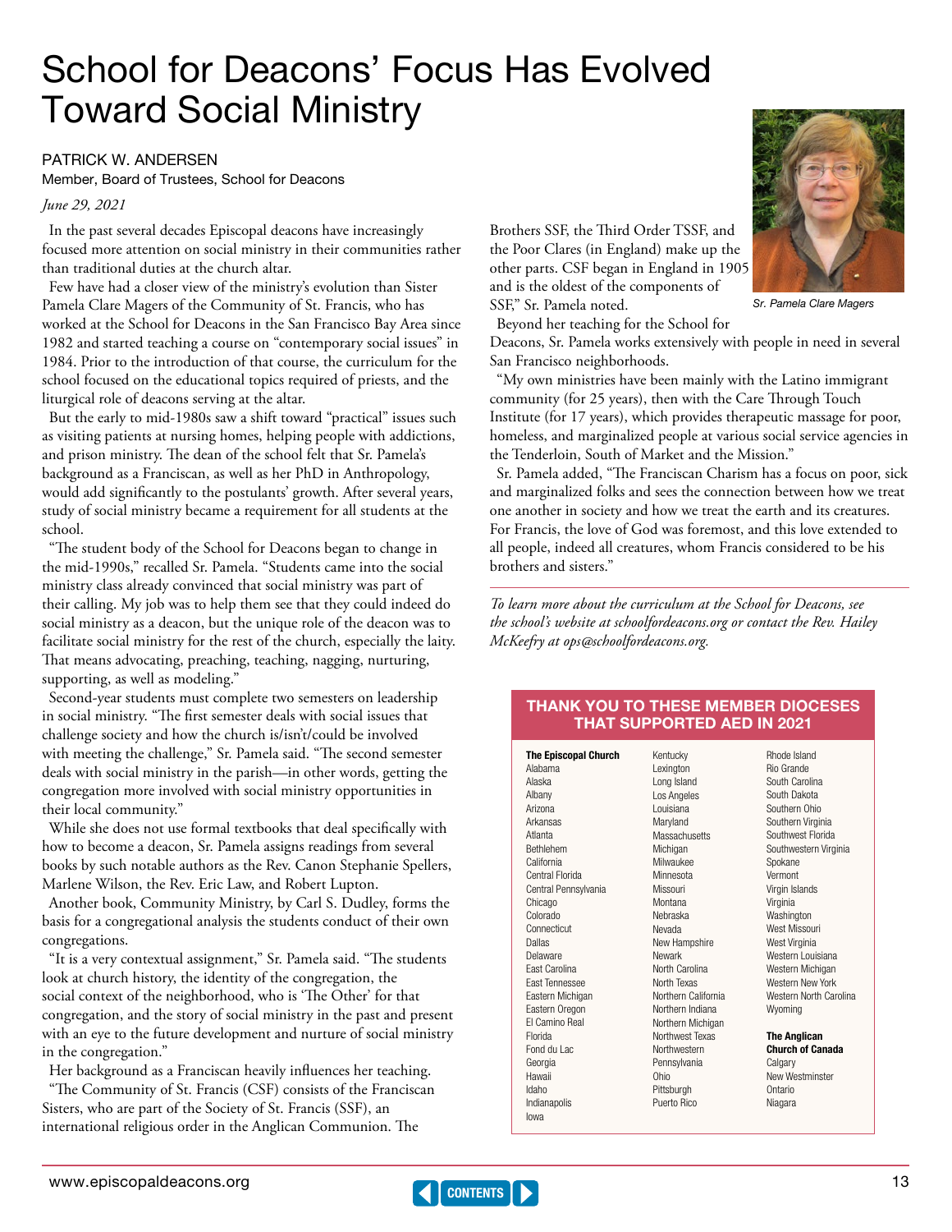# School for Deacons' Focus Has Evolved Toward Social Ministry

PATRICK W. ANDERSEN
Member, Board of Trustees, School for Deacons

*June 29, 2021*

In the past several decades Episcopal deacons have increasingly focused more attention on social ministry in their communities rather than traditional duties at the church altar.

Few have had a closer view of the ministry's evolution than Sister Pamela Clare Magers of the Community of St. Francis, who has worked at the School for Deacons in the San Francisco Bay Area since 1982 and started teaching a course on "contemporary social issues" in 1984. Prior to the introduction of that course, the curriculum for the school focused on the educational topics required of priests, and the liturgical role of deacons serving at the altar.

But the early to mid-1980s saw a shift toward "practical" issues such as visiting patients at nursing homes, helping people with addictions, and prison ministry. The dean of the school felt that Sr. Pamela's background as a Franciscan, as well as her PhD in Anthropology, would add significantly to the postulants' growth. After several years, study of social ministry became a requirement for all students at the school.

"The student body of the School for Deacons began to change in the mid-1990s," recalled Sr. Pamela. "Students came into the social ministry class already convinced that social ministry was part of their calling. My job was to help them see that they could indeed do social ministry as a deacon, but the unique role of the deacon was to facilitate social ministry for the rest of the church, especially the laity. That means advocating, preaching, teaching, nagging, nurturing, supporting, as well as modeling."

Second-year students must complete two semesters on leadership in social ministry. "The first semester deals with social issues that challenge society and how the church is/isn't/could be involved with meeting the challenge," Sr. Pamela said. "The second semester deals with social ministry in the parish—in other words, getting the congregation more involved with social ministry opportunities in their local community."

While she does not use formal textbooks that deal specifically with how to become a deacon, Sr. Pamela assigns readings from several books by such notable authors as the Rev. Canon Stephanie Spellers, Marlene Wilson, the Rev. Eric Law, and Robert Lupton.

Another book, Community Ministry, by Carl S. Dudley, forms the basis for a congregational analysis the students conduct of their own congregations.

"It is a very contextual assignment," Sr. Pamela said. "The students look at church history, the identity of the congregation, the social context of the neighborhood, who is 'The Other' for that congregation, and the story of social ministry in the past and present with an eye to the future development and nurture of social ministry in the congregation."

Her background as a Franciscan heavily influences her teaching.

"The Community of St. Francis (CSF) consists of the Franciscan Sisters, who are part of the Society of St. Francis (SSF), an international religious order in the Anglican Communion. The Brothers SSF, the Third Order TSSF, and the Poor Clares (in England) make up the other parts. CSF began in England in 1905 and is the oldest of the components of SSF," Sr. Pamela noted.

Sr. Pamela Clare Magers

Beyond her teaching for the School for Deacons, Sr. Pamela works extensively with people in need in several San Francisco neighborhoods.

"My own ministries have been mainly with the Latino immigrant community (for 25 years), then with the Care Through Touch Institute (for 17 years), which provides therapeutic massage for poor, homeless, and marginalized people at various social service agencies in the Tenderloin, South of Market and the Mission."

Sr. Pamela added, "The Franciscan Charism has a focus on poor, sick and marginalized folks and sees the connection between how we treat one another in society and how we treat the earth and its creatures. For Francis, the love of God was foremost, and this love extended to all people, indeed all creatures, whom Francis considered to be his brothers and sisters."

*To learn more about the curriculum at the School for Deacons, see the school's website at schoolfordeacons.org or contact the Rev. Hailey McKeefry at ops@schoolfordeacons.org.*

## THANK YOU TO THESE MEMBER DIOCESES THAT SUPPORTED AED IN 2021

**The Episcopal Church**
Alabama
Alaska
Albany
Arizona
Arkansas
Atlanta
Bethlehem
California
Central Florida
Central Pennsylvania
Chicago
Colorado
Connecticut
Dallas
Delaware
East Carolina
East Tennessee
Eastern Michigan
Eastern Oregon
El Camino Real
Florida
Fond du Lac
Georgia
Hawaii
Idaho
Indianapolis
Iowa
Kentucky
Lexington
Long Island
Los Angeles
Louisiana
Maryland
Massachusetts
Michigan
Milwaukee
Minnesota
Missouri
Montana
Nebraska
Nevada
New Hampshire
Newark
North Carolina
North Texas
Northern California
Northern Indiana
Northern Michigan
Northwest Texas
Northwestern Pennsylvania
Ohio
Pittsburgh
Puerto Rico
Rhode Island
Rio Grande
South Carolina
South Dakota
Southern Ohio
Southern Virginia
Southwest Florida
Southwestern Virginia
Spokane
Vermont
Virgin Islands
Virginia
Washington
West Missouri
West Virginia
Western Louisiana
Western Michigan
Western New York
Western North Carolina
Wyoming

**The Anglican Church of Canada**
Calgary
New Westminster
Ontario
Niagara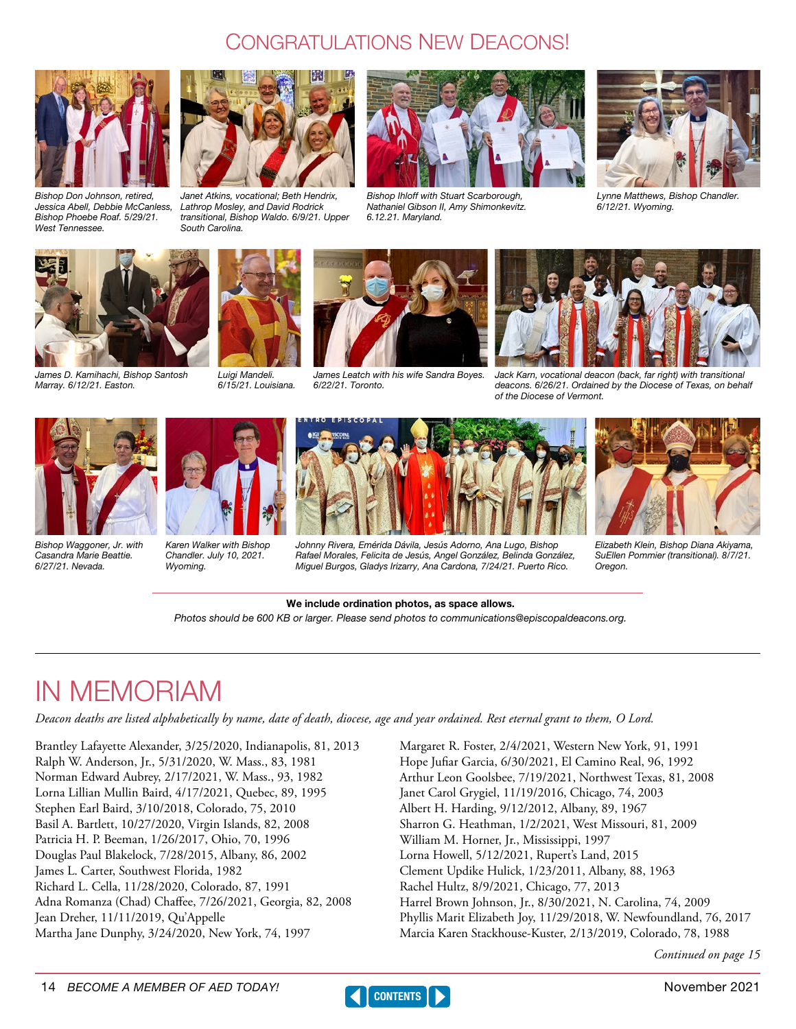# Congratulations New Deacons!

*Bishop Don Johnson, retired, Jessica Abell, Debbie McCanless, Bishop Phoebe Roaf. 5/29/21. West Tennessee.*

*Janet Atkins, vocational; Beth Hendrix, Lathrop Mosley, and David Rodrick transitional, Bishop Waldo. 6/9/21. Upper South Carolina.*

*Bishop Ihloff with Stuart Scarborough, Nathaniel Gibson II, Amy Shimonkevitz. 6.12.21. Maryland.*

*Lynne Matthews, Bishop Chandler. 6/12/21. Wyoming.*

*James D. Kamihachi, Bishop Santosh Marray. 6/12/21. Easton.*

*Luigi Mandeli. 6/15/21. Louisiana.*

*James Leatch with his wife Sandra Boyes. 6/22/21. Toronto.*

*Jack Karn, vocational deacon (back, far right) with transitional deacons. 6/26/21. Ordained by the Diocese of Texas, on behalf of the Diocese of Vermont.*

*Bishop Waggoner, Jr. with Casandra Marie Beattie. 6/27/21. Nevada.*

*Karen Walker with Bishop Chandler. July 10, 2021. Wyoming.*

*Johnny Rivera, Emérida Dávila, Jesús Adorno, Ana Lugo, Bishop Rafael Morales, Felicita de Jesús, Angel González, Belinda González, Miguel Burgos, Gladys Irizarry, Ana Cardona, 7/24/21. Puerto Rico.*

*Elizabeth Klein, Bishop Diana Akiyama, SuEllen Pommier (transitional). 8/7/21. Oregon.*

**We include ordination photos, as space allows.**

*Photos should be 600 KB or larger. Please send photos to communications@episcopaldeacons.org.*

# IN MEMORIAM

*Deacon deaths are listed alphabetically by name, date of death, diocese, age and year ordained. Rest eternal grant to them, O Lord.*

Brantley Lafayette Alexander, 3/25/2020, Indianapolis, 81, 2013
Ralph W. Anderson, Jr., 5/31/2020, W. Mass., 83, 1981
Norman Edward Aubrey, 2/17/2021, W. Mass., 93, 1982
Lorna Lillian Mullin Baird, 4/17/2021, Quebec, 89, 1995
Stephen Earl Baird, 3/10/2018, Colorado, 75, 2010
Basil A. Bartlett, 10/27/2020, Virgin Islands, 82, 2008
Patricia H. P. Beeman, 1/26/2017, Ohio, 70, 1996
Douglas Paul Blakelock, 7/28/2015, Albany, 86, 2002
James L. Carter, Southwest Florida, 1982
Richard L. Cella, 11/28/2020, Colorado, 87, 1991
Adna Romanza (Chad) Chaffee, 7/26/2021, Georgia, 82, 2008
Jean Dreher, 11/11/2019, Qu'Appelle
Martha Jane Dunphy, 3/24/2020, New York, 74, 1997
Margaret R. Foster, 2/4/2021, Western New York, 91, 1991
Hope Jufiar Garcia, 6/30/2021, El Camino Real, 96, 1992
Arthur Leon Goolsbee, 7/19/2021, Northwest Texas, 81, 2008
Janet Carol Grygiel, 11/19/2016, Chicago, 74, 2003
Albert H. Harding, 9/12/2012, Albany, 89, 1967
Sharron G. Heathman, 1/2/2021, West Missouri, 81, 2009
William M. Horner, Jr., Mississippi, 1997
Lorna Howell, 5/12/2021, Rupert's Land, 2015
Clement Updike Hulick, 1/23/2011, Albany, 88, 1963
Rachel Hultz, 8/9/2021, Chicago, 77, 2013
Harrel Brown Johnson, Jr., 8/30/2021, N. Carolina, 74, 2009
Phyllis Marit Elizabeth Joy, 11/29/2018, W. Newfoundland, 76, 2017
Marcia Karen Stackhouse-Kuster, 2/13/2019, Colorado, 78, 1988

*Continued on page 15*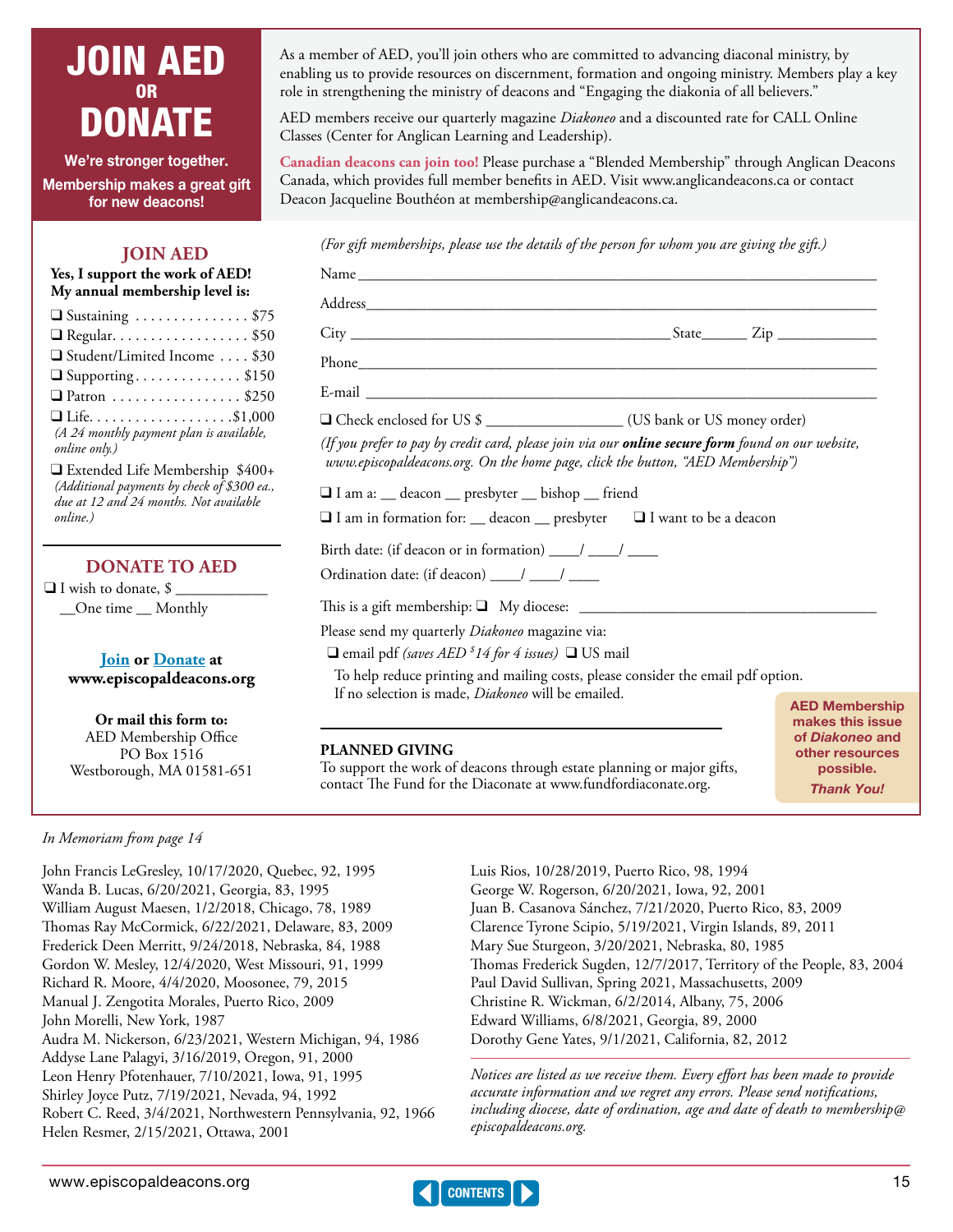# JOIN AED OR DONATE

**We're stronger together.**

**Membership makes a great gift for new deacons!**

As a member of AED, you'll join others who are committed to advancing diaconal ministry, by enabling us to provide resources on discernment, formation and ongoing ministry. Members play a key role in strengthening the ministry of deacons and "Engaging the diakonia of all believers."

AED members receive our quarterly magazine *Diakoneo* and a discounted rate for CALL Online Classes (Center for Anglican Learning and Leadership).

**Canadian deacons can join too!** Please purchase a "Blended Membership" through Anglican Deacons Canada, which provides full member benefits in AED. Visit www.anglicandeacons.ca or contact Deacon Jacqueline Bouthéon at membership@anglicandeacons.ca.

## JOIN AED

**Yes, I support the work of AED! My annual membership level is:**

- ❑ Sustaining . . . . . . . . . . . . . . . $75
- ❑ Regular. . . . . . . . . . . . . . . . . . $50
- ❑ Student/Limited Income . . . . $30
- ❑ Supporting . . . . . . . . . . . . . . $150
- ❑ Patron . . . . . . . . . . . . . . . . . $250
- ❑ Life. . . . . . . . . . . . . . . . . . $1,000 *(A 24 monthly payment plan is available, online only.)*
- ❑ Extended Life Membership $400+ *(Additional payments by check of $300 ea., due at 12 and 24 months. Not available online.)*

## DONATE TO AED

❑ I wish to donate, $ ___________
__One time __ Monthly

**Join or Donate at www.episcopaldeacons.org**

**Or mail this form to:**
AED Membership Office
PO Box 1516
Westborough, MA 01581-651

*(For gift memberships, please use the details of the person for whom you are giving the gift.)*

Name ____________________________________________

Address __________________________________________

City ______________________ State______ Zip __________

Phone ____________________________________________

E-mail ____________________________________________

❑ Check enclosed for US $ ______________ (US bank or US money order)

*(If you prefer to pay by credit card, please join via our* ***online secure form*** *found on our website, www.episcopaldeacons.org. On the home page, click the button, "AED Membership")*

❑ I am a: __ deacon __ presbyter __ bishop __ friend

❑ I am in formation for: __ deacon __ presbyter ❑ I want to be a deacon

Birth date: (if deacon or in formation) ____/ ____/ ____

Ordination date: (if deacon) ____/ ____/ ____

This is a gift membership: ❑ My diocese: ______________________________

Please send my quarterly *Diakoneo* magazine via:

❑ email pdf *(saves AED $14 for 4 issues)* ❑ US mail

To help reduce printing and mailing costs, please consider the email pdf option. If no selection is made, *Diakoneo* will be emailed.

**PLANNED GIVING**

To support the work of deacons through estate planning or major gifts, contact The Fund for the Diaconate at www.fundfordiaconate.org.

**AED Membership makes this issue of *Diakoneo* and other resources possible.**

***Thank You!***

*In Memoriam from page 14*

John Francis LeGresley, 10/17/2020, Quebec, 92, 1995
Wanda B. Lucas, 6/20/2021, Georgia, 83, 1995
William August Maesen, 1/2/2018, Chicago, 78, 1989
Thomas Ray McCormick, 6/22/2021, Delaware, 83, 2009
Frederick Deen Merritt, 9/24/2018, Nebraska, 84, 1988
Gordon W. Mesley, 12/4/2020, West Missouri, 91, 1999
Richard R. Moore, 4/4/2020, Moosonee, 79, 2015
Manual J. Zengotita Morales, Puerto Rico, 2009
John Morelli, New York, 1987
Audra M. Nickerson, 6/23/2021, Western Michigan, 94, 1986
Addyse Lane Palagyi, 3/16/2019, Oregon, 91, 2000
Leon Henry Pfotenhauer, 7/10/2021, Iowa, 91, 1995
Shirley Joyce Putz, 7/19/2021, Nevada, 94, 1992
Robert C. Reed, 3/4/2021, Northwestern Pennsylvania, 92, 1966
Helen Resmer, 2/15/2021, Ottawa, 2001
Luis Rios, 10/28/2019, Puerto Rico, 98, 1994
George W. Rogerson, 6/20/2021, Iowa, 92, 2001
Juan B. Casanova Sánchez, 7/21/2020, Puerto Rico, 83, 2009
Clarence Tyrone Scipio, 5/19/2021, Virgin Islands, 89, 2011
Mary Sue Sturgeon, 3/20/2021, Nebraska, 80, 1985
Thomas Frederick Sugden, 12/7/2017, Territory of the People, 83, 2004
Paul David Sullivan, Spring 2021, Massachusetts, 2009
Christine R. Wickman, 6/2/2014, Albany, 75, 2006
Edward Williams, 6/8/2021, Georgia, 89, 2000
Dorothy Gene Yates, 9/1/2021, California, 82, 2012

*Notices are listed as we receive them. Every effort has been made to provide accurate information and we regret any errors. Please send notifications, including diocese, date of ordination, age and date of death to membership@episcopaldeacons.org.*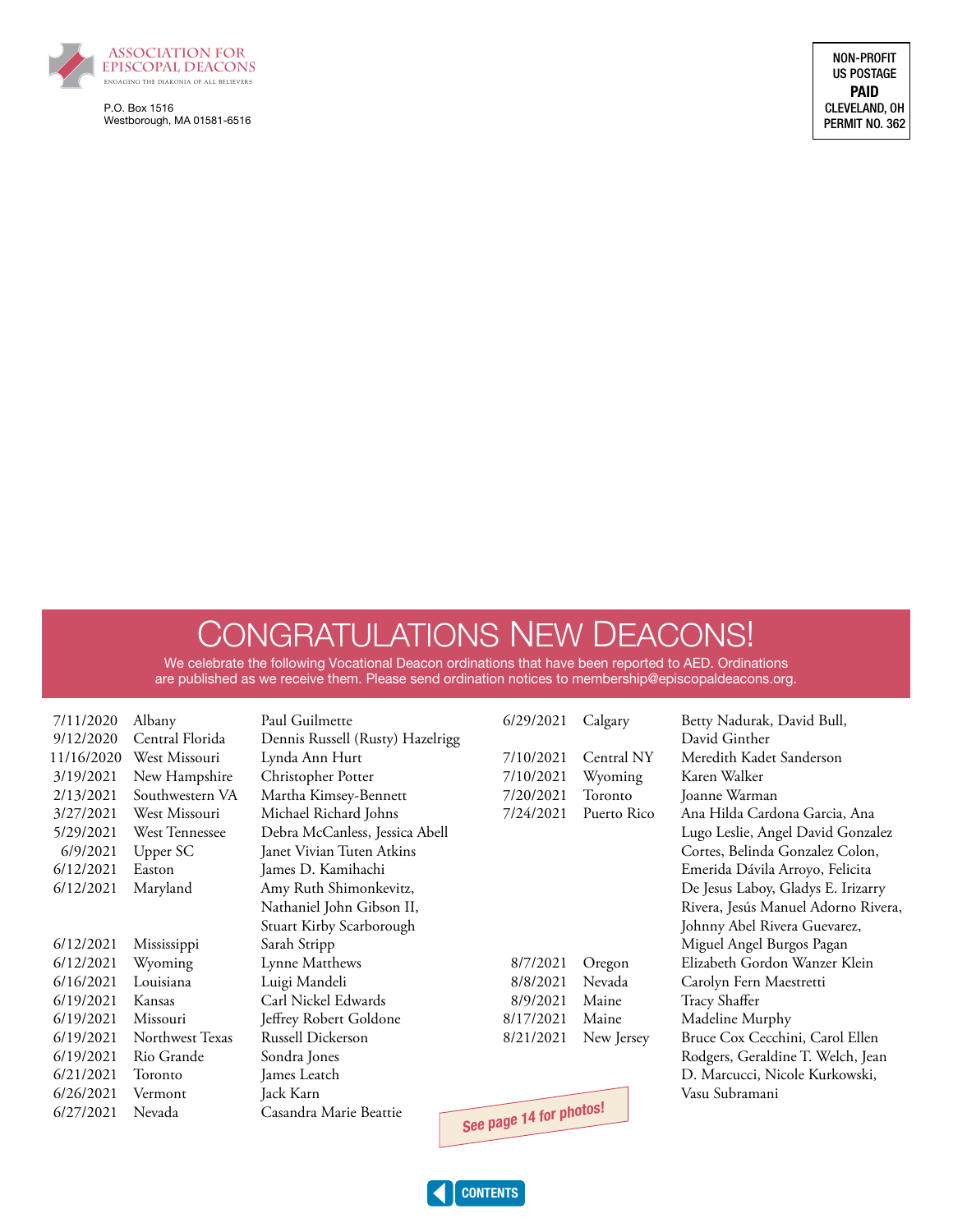ASSOCIATION FOR EPISCOPAL DEACONS
ENGAGING THE DIAKONIA OF ALL BELIEVERS

P.O. Box 1516
Westborough, MA 01581-6516

NON-PROFIT
US POSTAGE
**PAID**
CLEVELAND, OH
PERMIT NO. 362

# Congratulations New Deacons!

We celebrate the following Vocational Deacon ordinations that have been reported to AED. Ordinations are published as we receive them. Please send ordination notices to membership@episcopaldeacons.org.

| | | |
|---|---|---|
| 7/11/2020 | Albany | Paul Guilmette |
| 9/12/2020 | Central Florida | Dennis Russell (Rusty) Hazelrigg |
| 11/16/2020 | West Missouri | Lynda Ann Hurt |
| 3/19/2021 | New Hampshire | Christopher Potter |
| 2/13/2021 | Southwestern VA | Martha Kimsey-Bennett |
| 3/27/2021 | West Missouri | Michael Richard Johns |
| 5/29/2021 | West Tennessee | Debra McCanless, Jessica Abell |
| 6/9/2021 | Upper SC | Janet Vivian Tuten Atkins |
| 6/12/2021 | Easton | James D. Kamihachi |
| 6/12/2021 | Maryland | Amy Ruth Shimonkevitz, Nathaniel John Gibson II, Stuart Kirby Scarborough |
| 6/12/2021 | Mississippi | Sarah Stripp |
| 6/12/2021 | Wyoming | Lynne Matthews |
| 6/16/2021 | Louisiana | Luigi Mandeli |
| 6/19/2021 | Kansas | Carl Nickel Edwards |
| 6/19/2021 | Missouri | Jeffrey Robert Goldone |
| 6/19/2021 | Northwest Texas | Russell Dickerson |
| 6/19/2021 | Rio Grande | Sondra Jones |
| 6/21/2021 | Toronto | James Leatch |
| 6/26/2021 | Vermont | Jack Karn |
| 6/27/2021 | Nevada | Casandra Marie Beattie |
| 6/29/2021 | Calgary | Betty Nadurak, David Bull, David Ginther |
| 7/10/2021 | Central NY | Meredith Kadet Sanderson |
| 7/10/2021 | Wyoming | Karen Walker |
| 7/20/2021 | Toronto | Joanne Warman |
| 7/24/2021 | Puerto Rico | Ana Hilda Cardona Garcia, Ana Lugo Leslie, Angel David Gonzalez Cortes, Belinda Gonzalez Colon, Emerida Dávila Arroyo, Felicita De Jesus Laboy, Gladys E. Irizarry Rivera, Jesús Manuel Adorno Rivera, Johnny Abel Rivera Guevarez, Miguel Angel Burgos Pagan |
| 8/7/2021 | Oregon | Elizabeth Gordon Wanzer Klein |
| 8/8/2021 | Nevada | Carolyn Fern Maestretti |
| 8/9/2021 | Maine | Tracy Shaffer |
| 8/17/2021 | Maine | Madeline Murphy |
| 8/21/2021 | New Jersey | Bruce Cox Cecchini, Carol Ellen Rodgers, Geraldine T. Welch, Jean D. Marcucci, Nicole Kurkowski, Vasu Subramani |

**See page 14 for photos!**

CONTENTS